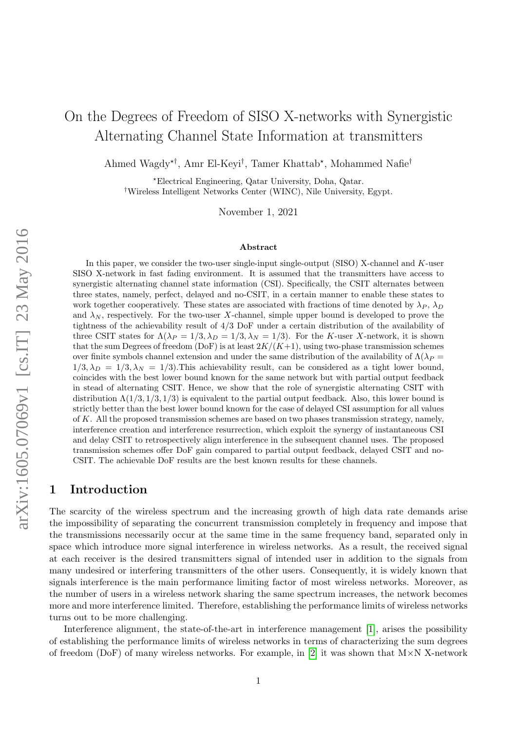# On the Degrees of Freedom of SISO X-networks with Synergistic Alternating Channel State Information at transmitters

Ahmed Wagdy[⋆†], Amr El-Keyi[†], Tamer Khattab[⋆], Mohammed Nafie[†]

[⋆]Electrical Engineering, Qatar University, Doha, Qatar.
[†]Wireless Intelligent Networks Center (WINC), Nile University, Egypt.

November 1, 2021

## Abstract

In this paper, we consider the two-user single-input single-output (SISO) X-channel and $K$-user SISO X-network in fast fading environment. It is assumed that the transmitters have access to synergistic alternating channel state information (CSI). Specifically, the CSIT alternates between three states, namely, perfect, delayed and no-CSIT, in a certain manner to enable these states to work together cooperatively. These states are associated with fractions of time denoted by $\lambda_P$, $\lambda_D$ and $\lambda_N$, respectively. For the two-user $X$-channel, simple upper bound is developed to prove the tightness of the achievability result of 4/3 DoF under a certain distribution of the availability of three CSIT states for $\Lambda(\lambda_P = 1/3, \lambda_D = 1/3, \lambda_N = 1/3)$. For the $K$-user $X$-network, it is shown that the sum Degrees of freedom (DoF) is at least $2K/(K+1)$, using two-phase transmission schemes over finite symbols channel extension and under the same distribution of the availability of $\Lambda(\lambda_P = 1/3, \lambda_D = 1/3, \lambda_N = 1/3)$.This achievability result, can be considered as a tight lower bound, coincides with the best lower bound known for the same network but with partial output feedback in stead of alternating CSIT. Hence, we show that the role of synergistic alternating CSIT with distribution $\Lambda(1/3, 1/3, 1/3)$ is equivalent to the partial output feedback. Also, this lower bound is strictly better than the best lower bound known for the case of delayed CSI assumption for all values of $K$. All the proposed transmission schemes are based on two phases transmission strategy, namely, interference creation and interference resurrection, which exploit the synergy of instantaneous CSI and delay CSIT to retrospectively align interference in the subsequent channel uses. The proposed transmission schemes offer DoF gain compared to partial output feedback, delayed CSIT and no-CSIT. The achievable DoF results are the best known results for these channels.

## 1 Introduction

The scarcity of the wireless spectrum and the increasing growth of high data rate demands arise the impossibility of separating the concurrent transmission completely in frequency and impose that the transmissions necessarily occur at the same time in the same frequency band, separated only in space which introduce more signal interference in wireless networks. As a result, the received signal at each receiver is the desired transmitters signal of intended user in addition to the signals from many undesired or interfering transmitters of the other users. Consequently, it is widely known that signals interference is the main performance limiting factor of most wireless networks. Moreover, as the number of users in a wireless network sharing the same spectrum increases, the network becomes more and more interference limited. Therefore, establishing the performance limits of wireless networks turns out to be more challenging.

Interference alignment, the state-of-the-art in interference management [1], arises the possibility of establishing the performance limits of wireless networks in terms of characterizing the sum degrees of freedom (DoF) of many wireless networks. For example, in [2] it was shown that M×N X-network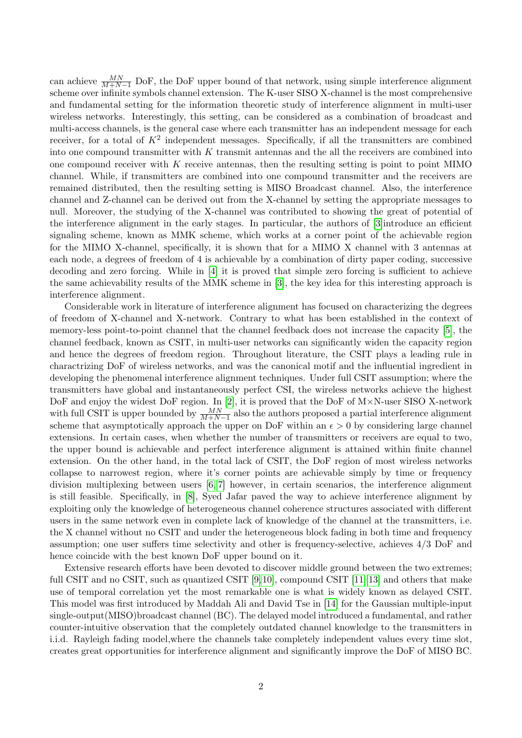can achieve $\frac{MN}{M+N-1}$ DoF, the DoF upper bound of that network, using simple interference alignment scheme over infinite symbols channel extension. The K-user SISO X-channel is the most comprehensive and fundamental setting for the information theoretic study of interference alignment in multi-user wireless networks. Interestingly, this setting, can be considered as a combination of broadcast and multi-access channels, is the general case where each transmitter has an independent message for each receiver, for a total of $K^2$ independent messages. Specifically, if all the transmitters are combined into one compound transmitter with $K$ transmit antennas and the all the receivers are combined into one compound receiver with $K$ receive antennas, then the resulting setting is point to point MIMO channel. While, if transmitters are combined into one compound transmitter and the receivers are remained distributed, then the resulting setting is MISO Broadcast channel. Also, the interference channel and Z-channel can be derived out from the X-channel by setting the appropriate messages to null. Moreover, the studying of the X-channel was contributed to showing the great of potential of the interference alignment in the early stages. In particular, the authors of [3]introduce an efficient signaling scheme, known as MMK scheme, which works at a corner point of the achievable region for the MIMO X-channel, specifically, it is shown that for a MIMO X channel with 3 antennas at each node, a degrees of freedom of 4 is achievable by a combination of dirty paper coding, successive decoding and zero forcing. While in [4] it is proved that simple zero forcing is sufficient to achieve the same achievability results of the MMK scheme in [3], the key idea for this interesting approach is interference alignment.

Considerable work in literature of interference alignment has focused on characterizing the degrees of freedom of X-channel and X-network. Contrary to what has been established in the context of memory-less point-to-point channel that the channel feedback does not increase the capacity [5], the channel feedback, known as CSIT, in multi-user networks can significantly widen the capacity region and hence the degrees of freedom region. Throughout literature, the CSIT plays a leading rule in charactrizing DoF of wireless networks, and was the canonical motif and the influential ingredient in developing the phenomenal interference alignment techniques. Under full CSIT assumption; where the transmitters have global and instantaneously perfect CSI, the wireless networks achieve the highest DoF and enjoy the widest DoF region. In [2], it is proved that the DoF of M×N-user SISO X-network with full CSIT is upper bounded by $\frac{MN}{M+N-1}$ also the authors proposed a partial interference alignment scheme that asymptotically approach the upper on DoF within an $\epsilon > 0$ by considering large channel extensions. In certain cases, when whether the number of transmitters or receivers are equal to two, the upper bound is achievable and perfect interference alignment is attained within finite channel extension. On the other hand, in the total lack of CSIT, the DoF region of most wireless networks collapse to narrowest region, where it's corner points are achievable simply by time or frequency division multiplexing between users [6,7] however, in certain scenarios, the interference alignment is still feasible. Specifically, in [8], Syed Jafar paved the way to achieve interference alignment by exploiting only the knowledge of heterogeneous channel coherence structures associated with different users in the same network even in complete lack of knowledge of the channel at the transmitters, i.e. the X channel without no CSIT and under the heterogeneous block fading in both time and frequency assumption; one user suffers time selectivity and other is frequency-selective, achieves 4/3 DoF and hence coincide with the best known DoF upper bound on it.

Extensive research efforts have been devoted to discover middle ground between the two extremes; full CSIT and no CSIT, such as quantized CSIT [9,10], compound CSIT [11–13] and others that make use of temporal correlation yet the most remarkable one is what is widely known as delayed CSIT. This model was first introduced by Maddah Ali and David Tse in [14] for the Gaussian multiple-input single-output(MISO)broadcast channel (BC). The delayed model introduced a fundamental, and rather counter-intuitive observation that the completely outdated channel knowledge to the transmitters in i.i.d. Rayleigh fading model,where the channels take completely independent values every time slot, creates great opportunities for interference alignment and significantly improve the DoF of MISO BC.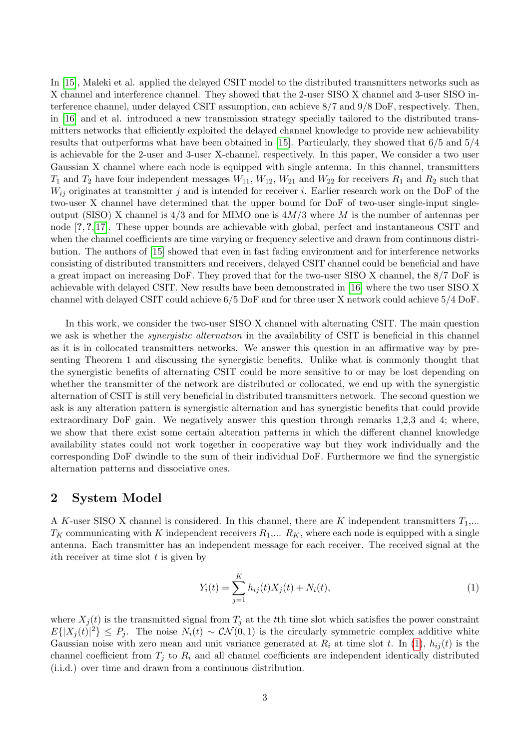In [15], Maleki et al. applied the delayed CSIT model to the distributed transmitters networks such as X channel and interference channel. They showed that the 2-user SISO X channel and 3-user SISO interference channel, under delayed CSIT assumption, can achieve $8/7$ and $9/8$ DoF, respectively. Then, in [16] and et al. introduced a new transmission strategy specially tailored to the distributed transmitters networks that efficiently exploited the delayed channel knowledge to provide new achievability results that outperforms what have been obtained in [15]. Particularly, they showed that $6/5$ and $5/4$ is achievable for the 2-user and 3-user X-channel, respectively. In this paper, We consider a two user Gaussian X channel where each node is equipped with single antenna. In this channel, transmitters $T_1$ and $T_2$ have four independent messages $W_{11}$, $W_{12}$, $W_{21}$ and $W_{22}$ for receivers $R_1$ and $R_2$ such that $W_{ij}$ originates at transmitter $j$ and is intended for receiver $i$. Earlier research work on the DoF of the two-user X channel have determined that the upper bound for DoF of two-user single-input single-output (SISO) X channel is $4/3$ and for MIMO one is $4M/3$ where $M$ is the number of antennas per node [?, ?, 17]. These upper bounds are achievable with global, perfect and instantaneous CSIT and when the channel coefficients are time varying or frequency selective and drawn from continuous distribution. The authors of [15] showed that even in fast fading environment and for interference networks consisting of distributed transmitters and receivers, delayed CSIT channel could be beneficial and have a great impact on increasing DoF. They proved that for the two-user SISO X channel, the $8/7$ DoF is achievable with delayed CSIT. New results have been demonstrated in [16] where the two user SISO X channel with delayed CSIT could achieve $6/5$ DoF and for three user X network could achieve $5/4$ DoF.

In this work, we consider the two-user SISO X channel with alternating CSIT. The main question we ask is whether the *synergistic alternation* in the availability of CSIT is beneficial in this channel as it is in collocated transmitters networks. We answer this question in an affirmative way by presenting Theorem 1 and discussing the synergistic benefits. Unlike what is commonly thought that the synergistic benefits of alternating CSIT could be more sensitive to or may be lost depending on whether the transmitter of the network are distributed or collocated, we end up with the synergistic alternation of CSIT is still very beneficial in distributed transmitters network. The second question we ask is any alteration pattern is synergistic alternation and has synergistic benefits that could provide extraordinary DoF gain. We negatively answer this question through remarks 1,2,3 and 4; where, we show that there exist some certain alteration patterns in which the different channel knowledge availability states could not work together in cooperative way but they work individually and the corresponding DoF dwindle to the sum of their individual DoF. Furthermore we find the synergistic alternation patterns and dissociative ones.

## 2 System Model

A $K$-user SISO X channel is considered. In this channel, there are $K$ independent transmitters $T_1$,... $T_K$ communicating with $K$ independent receivers $R_1$,... $R_K$, where each node is equipped with a single antenna. Each transmitter has an independent message for each receiver. The received signal at the $i$th receiver at time slot $t$ is given by

$$Y_i(t) = \sum_{j=1}^{K} h_{ij}(t) X_j(t) + N_i(t), \tag{1}$$

where $X_j(t)$ is the transmitted signal from $T_j$ at the $t$th time slot which satisfies the power constraint $E\{|X_j(t)|^2\} \leq P_j$. The noise $N_i(t) \sim \mathcal{CN}(0, 1)$ is the circularly symmetric complex additive white Gaussian noise with zero mean and unit variance generated at $R_i$ at time slot $t$. In (1), $h_{ij}(t)$ is the channel coefficient from $T_j$ to $R_i$ and all channel coefficients are independent identically distributed (i.i.d.) over time and drawn from a continuous distribution.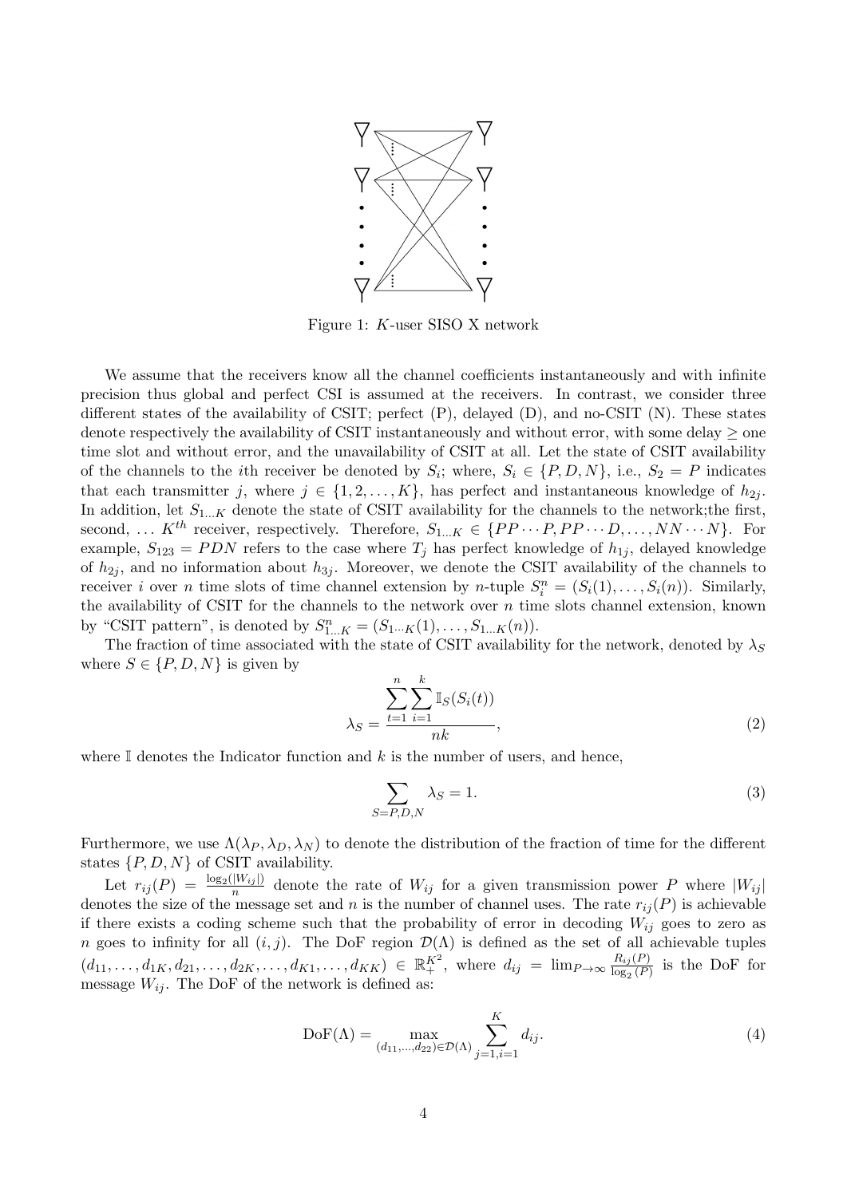Figure 1: $K$-user SISO X network

We assume that the receivers know all the channel coefficients instantaneously and with infinite precision thus global and perfect CSI is assumed at the receivers. In contrast, we consider three different states of the availability of CSIT; perfect (P), delayed (D), and no-CSIT (N). These states denote respectively the availability of CSIT instantaneously and without error, with some delay $\geq$ one time slot and without error, and the unavailability of CSIT at all. Let the state of CSIT availability of the channels to the $i$th receiver be denoted by $S_i$; where, $S_i \in \{P, D, N\}$, i.e., $S_2 = P$ indicates that each transmitter $j$, where $j \in \{1, 2, \ldots, K\}$, has perfect and instantaneous knowledge of $h_{2j}$. In addition, let $S_{1\ldots K}$ denote the state of CSIT availability for the channels to the network;the first, second, $\ldots$ $K^{th}$ receiver, respectively. Therefore, $S_{1\ldots K} \in \{PP\cdots P, PP\cdots D, \ldots, NN\cdots N\}$. For example, $S_{123} = PDN$ refers to the case where $T_j$ has perfect knowledge of $h_{1j}$, delayed knowledge of $h_{2j}$, and no information about $h_{3j}$. Moreover, we denote the CSIT availability of the channels to receiver $i$ over $n$ time slots of time channel extension by $n$-tuple $S_i^n = (S_i(1), \ldots, S_i(n))$. Similarly, the availability of CSIT for the channels to the network over $n$ time slots channel extension, known by "CSIT pattern", is denoted by $S_{1\ldots K}^n = (S_{1\cdots K}(1), \ldots, S_{1\ldots K}(n))$.

The fraction of time associated with the state of CSIT availability for the network, denoted by $\lambda_S$ where $S \in \{P, D, N\}$ is given by

$$\lambda_S = \frac{\sum_{t=1}^{n} \sum_{i=1}^{k} \mathbb{I}_S(S_i(t))}{nk}, \tag{2}$$

where $\mathbb{I}$ denotes the Indicator function and $k$ is the number of users, and hence,

$$\sum_{S=P,D,N} \lambda_S = 1. \tag{3}$$

Furthermore, we use $\Lambda(\lambda_P, \lambda_D, \lambda_N)$ to denote the distribution of the fraction of time for the different states $\{P, D, N\}$ of CSIT availability.

Let $r_{ij}(P) = \frac{\log_2(|W_{ij}|)}{n}$ denote the rate of $W_{ij}$ for a given transmission power $P$ where $|W_{ij}|$ denotes the size of the message set and $n$ is the number of channel uses. The rate $r_{ij}(P)$ is achievable if there exists a coding scheme such that the probability of error in decoding $W_{ij}$ goes to zero as $n$ goes to infinity for all $(i, j)$. The DoF region $\mathcal{D}(\Lambda)$ is defined as the set of all achievable tuples $(d_{11}, \ldots, d_{1K}, d_{21}, \ldots, d_{2K}, \ldots, d_{K1}, \ldots, d_{KK}) \in \mathbb{R}_+^{K^2}$, where $d_{ij} = \lim_{P\to\infty} \frac{R_{ij}(P)}{\log_2(P)}$ is the DoF for message $W_{ij}$. The DoF of the network is defined as:

$$\text{DoF}(\Lambda) = \max_{(d_{11},\ldots,d_{22})\in\mathcal{D}(\Lambda)} \sum_{j=1,i=1}^{K} d_{ij}. \tag{4}$$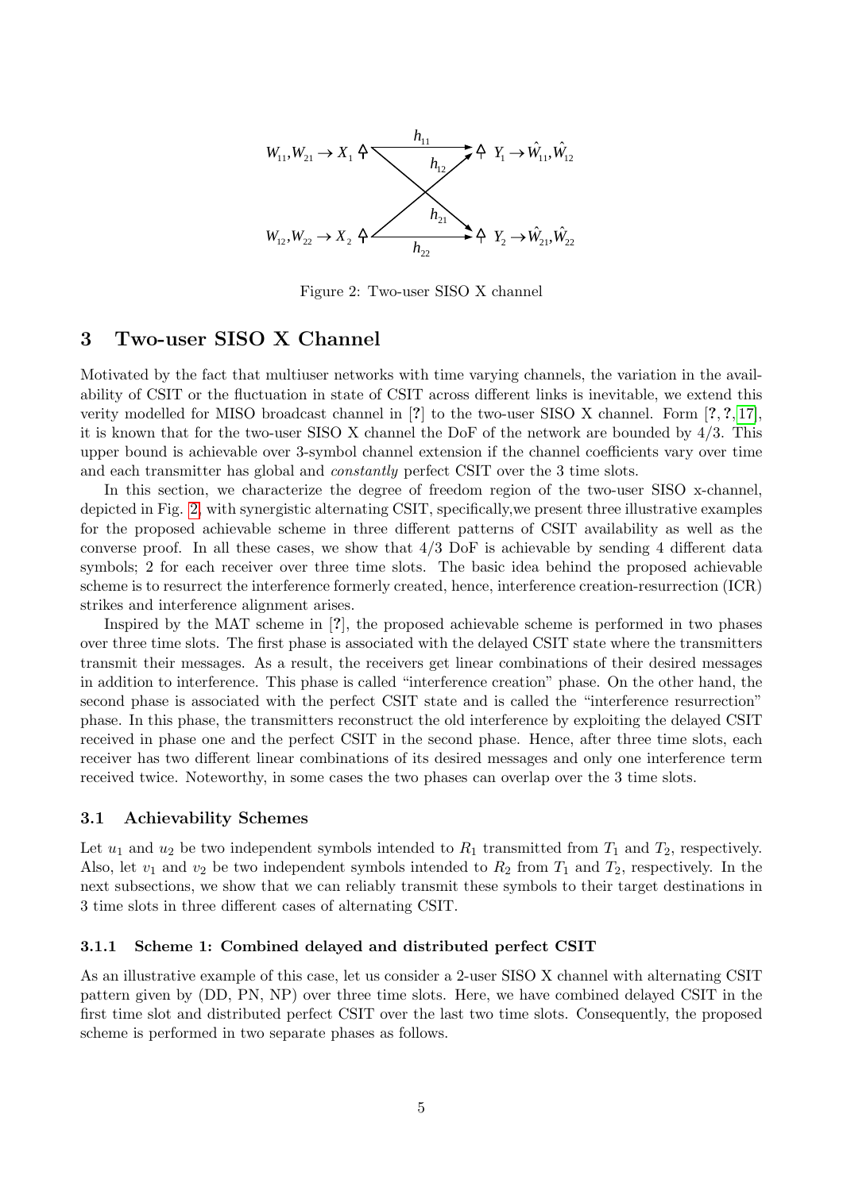Figure 2: Two-user SISO X channel

## 3 Two-user SISO X Channel

Motivated by the fact that multiuser networks with time varying channels, the variation in the availability of CSIT or the fluctuation in state of CSIT across different links is inevitable, we extend this verity modelled for MISO broadcast channel in [?] to the two-user SISO X channel. Form [?, ?, 17], it is known that for the two-user SISO X channel the DoF of the network are bounded by 4/3. This upper bound is achievable over 3-symbol channel extension if the channel coefficients vary over time and each transmitter has global and *constantly* perfect CSIT over the 3 time slots.

In this section, we characterize the degree of freedom region of the two-user SISO x-channel, depicted in Fig. 2, with synergistic alternating CSIT, specifically,we present three illustrative examples for the proposed achievable scheme in three different patterns of CSIT availability as well as the converse proof. In all these cases, we show that 4/3 DoF is achievable by sending 4 different data symbols; 2 for each receiver over three time slots. The basic idea behind the proposed achievable scheme is to resurrect the interference formerly created, hence, interference creation-resurrection (ICR) strikes and interference alignment arises.

Inspired by the MAT scheme in [?], the proposed achievable scheme is performed in two phases over three time slots. The first phase is associated with the delayed CSIT state where the transmitters transmit their messages. As a result, the receivers get linear combinations of their desired messages in addition to interference. This phase is called "interference creation" phase. On the other hand, the second phase is associated with the perfect CSIT state and is called the "interference resurrection" phase. In this phase, the transmitters reconstruct the old interference by exploiting the delayed CSIT received in phase one and the perfect CSIT in the second phase. Hence, after three time slots, each receiver has two different linear combinations of its desired messages and only one interference term received twice. Noteworthy, in some cases the two phases can overlap over the 3 time slots.

### 3.1 Achievability Schemes

Let $u_1$ and $u_2$ be two independent symbols intended to $R_1$ transmitted from $T_1$ and $T_2$, respectively. Also, let $v_1$ and $v_2$ be two independent symbols intended to $R_2$ from $T_1$ and $T_2$, respectively. In the next subsections, we show that we can reliably transmit these symbols to their target destinations in 3 time slots in three different cases of alternating CSIT.

#### 3.1.1 Scheme 1: Combined delayed and distributed perfect CSIT

As an illustrative example of this case, let us consider a 2-user SISO X channel with alternating CSIT pattern given by (DD, PN, NP) over three time slots. Here, we have combined delayed CSIT in the first time slot and distributed perfect CSIT over the last two time slots. Consequently, the proposed scheme is performed in two separate phases as follows.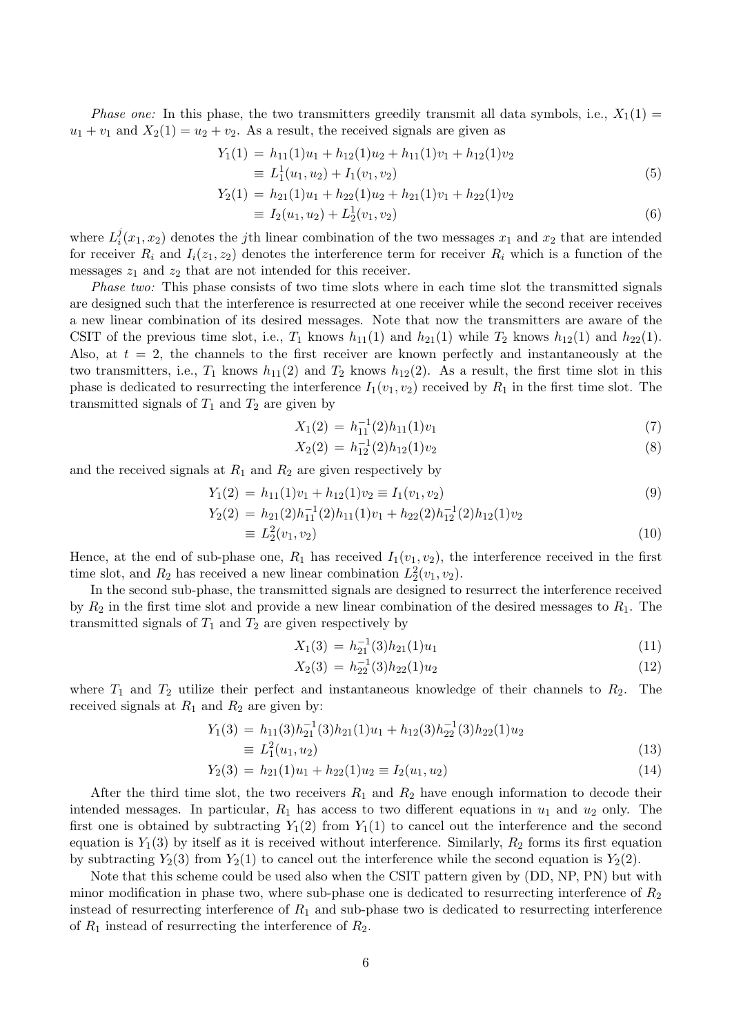*Phase one:* In this phase, the two transmitters greedily transmit all data symbols, i.e., $X_1(1) = u_1 + v_1$ and $X_2(1) = u_2 + v_2$. As a result, the received signals are given as

$$
\begin{aligned}
Y_1(1) &= h_{11}(1)u_1 + h_{12}(1)u_2 + h_{11}(1)v_1 + h_{12}(1)v_2 \\
&\equiv L_1^1(u_1, u_2) + I_1(v_1, v_2) \qquad (5) \\
Y_2(1) &= h_{21}(1)u_1 + h_{22}(1)u_2 + h_{21}(1)v_1 + h_{22}(1)v_2 \\
&\equiv I_2(u_1, u_2) + L_2^1(v_1, v_2) \qquad (6)
\end{aligned}
$$

where $L_i^j(x_1, x_2)$ denotes the $j$th linear combination of the two messages $x_1$ and $x_2$ that are intended for receiver $R_i$ and $I_i(z_1, z_2)$ denotes the interference term for receiver $R_i$ which is a function of the messages $z_1$ and $z_2$ that are not intended for this receiver.

*Phase two:* This phase consists of two time slots where in each time slot the transmitted signals are designed such that the interference is resurrected at one receiver while the second receiver receives a new linear combination of its desired messages. Note that now the transmitters are aware of the CSIT of the previous time slot, i.e., $T_1$ knows $h_{11}(1)$ and $h_{21}(1)$ while $T_2$ knows $h_{12}(1)$ and $h_{22}(1)$. Also, at $t = 2$, the channels to the first receiver are known perfectly and instantaneously at the two transmitters, i.e., $T_1$ knows $h_{11}(2)$ and $T_2$ knows $h_{12}(2)$. As a result, the first time slot in this phase is dedicated to resurrecting the interference $I_1(v_1, v_2)$ received by $R_1$ in the first time slot. The transmitted signals of $T_1$ and $T_2$ are given by

$$
X_1(2) = h_{11}^{-1}(2)h_{11}(1)v_1 \qquad (7)
$$

$$
X_2(2) = h_{12}^{-1}(2)h_{12}(1)v_2 \qquad (8)
$$

and the received signals at $R_1$ and $R_2$ are given respectively by

$$
Y_1(2) = h_{11}(1)v_1 + h_{12}(1)v_2 \equiv I_1(v_1, v_2) \qquad (9)
$$

$$
\begin{aligned}
Y_2(2) &= h_{21}(2)h_{11}^{-1}(2)h_{11}(1)v_1 + h_{22}(2)h_{12}^{-1}(2)h_{12}(1)v_2 \\
&\equiv L_2^2(v_1, v_2) \qquad (10)
\end{aligned}
$$

Hence, at the end of sub-phase one, $R_1$ has received $I_1(v_1, v_2)$, the interference received in the first time slot, and $R_2$ has received a new linear combination $L_2^2(v_1, v_2)$.

In the second sub-phase, the transmitted signals are designed to resurrect the interference received by $R_2$ in the first time slot and provide a new linear combination of the desired messages to $R_1$. The transmitted signals of $T_1$ and $T_2$ are given respectively by

$$
X_1(3) = h_{21}^{-1}(3)h_{21}(1)u_1 \qquad (11)
$$

$$
X_2(3) = h_{22}^{-1}(3)h_{22}(1)u_2 \qquad (12)
$$

where $T_1$ and $T_2$ utilize their perfect and instantaneous knowledge of their channels to $R_2$. The received signals at $R_1$ and $R_2$ are given by:

$$
\begin{aligned}
Y_1(3) &= h_{11}(3)h_{21}^{-1}(3)h_{21}(1)u_1 + h_{12}(3)h_{22}^{-1}(3)h_{22}(1)u_2 \\
&\equiv L_1^2(u_1, u_2) \qquad (13)
\end{aligned}
$$

$$
Y_2(3) = h_{21}(1)u_1 + h_{22}(1)u_2 \equiv I_2(u_1, u_2) \qquad (14)
$$

After the third time slot, the two receivers $R_1$ and $R_2$ have enough information to decode their intended messages. In particular, $R_1$ has access to two different equations in $u_1$ and $u_2$ only. The first one is obtained by subtracting $Y_1(2)$ from $Y_1(1)$ to cancel out the interference and the second equation is $Y_1(3)$ by itself as it is received without interference. Similarly, $R_2$ forms its first equation by subtracting $Y_2(3)$ from $Y_2(1)$ to cancel out the interference while the second equation is $Y_2(2)$.

Note that this scheme could be used also when the CSIT pattern given by (DD, NP, PN) but with minor modification in phase two, where sub-phase one is dedicated to resurrecting interference of $R_2$ instead of resurrecting interference of $R_1$ and sub-phase two is dedicated to resurrecting interference of $R_1$ instead of resurrecting the interference of $R_2$.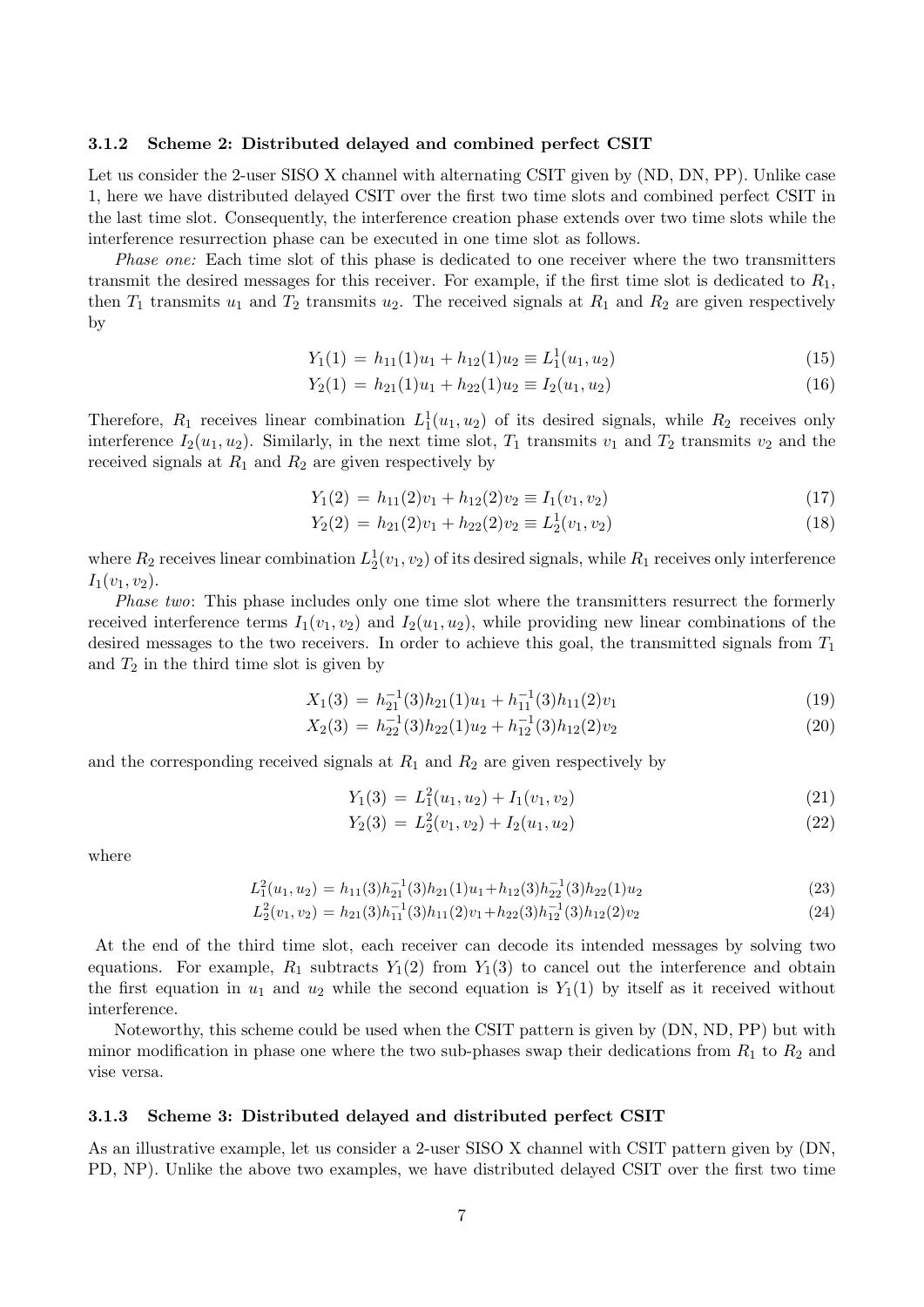#### 3.1.2 Scheme 2: Distributed delayed and combined perfect CSIT

Let us consider the 2-user SISO X channel with alternating CSIT given by (ND, DN, PP). Unlike case 1, here we have distributed delayed CSIT over the first two time slots and combined perfect CSIT in the last time slot. Consequently, the interference creation phase extends over two time slots while the interference resurrection phase can be executed in one time slot as follows.

*Phase one:* Each time slot of this phase is dedicated to one receiver where the two transmitters transmit the desired messages for this receiver. For example, if the first time slot is dedicated to $R_1$, then $T_1$ transmits $u_1$ and $T_2$ transmits $u_2$. The received signals at $R_1$ and $R_2$ are given respectively by

$$Y_1(1) = h_{11}(1)u_1 + h_{12}(1)u_2 \equiv L_1^1(u_1, u_2) \tag{15}$$

$$Y_2(1) = h_{21}(1)u_1 + h_{22}(1)u_2 \equiv I_2(u_1, u_2) \tag{16}$$

Therefore, $R_1$ receives linear combination $L_1^1(u_1, u_2)$ of its desired signals, while $R_2$ receives only interference $I_2(u_1, u_2)$. Similarly, in the next time slot, $T_1$ transmits $v_1$ and $T_2$ transmits $v_2$ and the received signals at $R_1$ and $R_2$ are given respectively by

$$Y_1(2) = h_{11}(2)v_1 + h_{12}(2)v_2 \equiv I_1(v_1, v_2) \tag{17}$$

$$Y_2(2) = h_{21}(2)v_1 + h_{22}(2)v_2 \equiv L_2^1(v_1, v_2) \tag{18}$$

where $R_2$ receives linear combination $L_2^1(v_1, v_2)$ of its desired signals, while $R_1$ receives only interference $I_1(v_1, v_2)$.

*Phase two*: This phase includes only one time slot where the transmitters resurrect the formerly received interference terms $I_1(v_1, v_2)$ and $I_2(u_1, u_2)$, while providing new linear combinations of the desired messages to the two receivers. In order to achieve this goal, the transmitted signals from $T_1$ and $T_2$ in the third time slot is given by

$$X_1(3) = h_{21}^{-1}(3)h_{21}(1)u_1 + h_{11}^{-1}(3)h_{11}(2)v_1 \tag{19}$$

$$X_2(3) = h_{22}^{-1}(3)h_{22}(1)u_2 + h_{12}^{-1}(3)h_{12}(2)v_2 \tag{20}$$

and the corresponding received signals at $R_1$ and $R_2$ are given respectively by

$$Y_1(3) = L_1^2(u_1, u_2) + I_1(v_1, v_2) \tag{21}$$

$$Y_2(3) = L_2^2(v_1, v_2) + I_2(u_1, u_2) \tag{22}$$

where

$$L_1^2(u_1, u_2) = h_{11}(3)h_{21}^{-1}(3)h_{21}(1)u_1 + h_{12}(3)h_{22}^{-1}(3)h_{22}(1)u_2 \tag{23}$$

$$L_2^2(v_1, v_2) = h_{21}(3)h_{11}^{-1}(3)h_{11}(2)v_1 + h_{22}(3)h_{12}^{-1}(3)h_{12}(2)v_2 \tag{24}$$

At the end of the third time slot, each receiver can decode its intended messages by solving two equations. For example, $R_1$ subtracts $Y_1(2)$ from $Y_1(3)$ to cancel out the interference and obtain the first equation in $u_1$ and $u_2$ while the second equation is $Y_1(1)$ by itself as it received without interference.

Noteworthy, this scheme could be used when the CSIT pattern is given by (DN, ND, PP) but with minor modification in phase one where the two sub-phases swap their dedications from $R_1$ to $R_2$ and vise versa.

#### 3.1.3 Scheme 3: Distributed delayed and distributed perfect CSIT

As an illustrative example, let us consider a 2-user SISO X channel with CSIT pattern given by (DN, PD, NP). Unlike the above two examples, we have distributed delayed CSIT over the first two time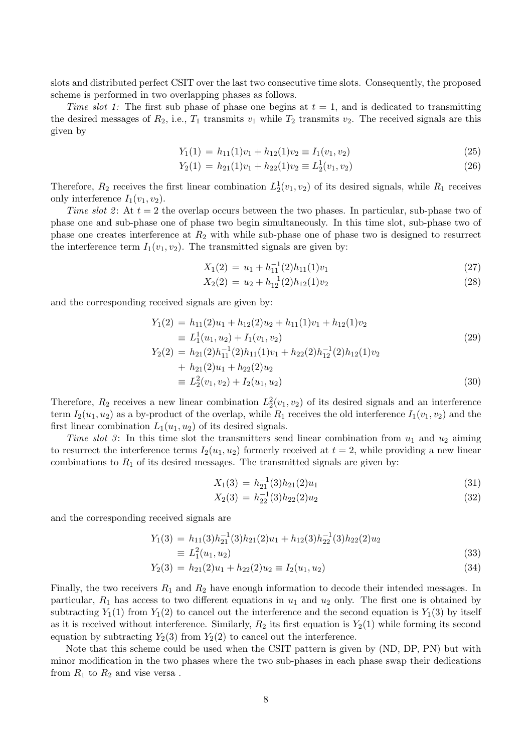slots and distributed perfect CSIT over the last two consecutive time slots. Consequently, the proposed scheme is performed in two overlapping phases as follows.

*Time slot 1:* The first sub phase of phase one begins at $t = 1$, and is dedicated to transmitting the desired messages of $R_2$, i.e., $T_1$ transmits $v_1$ while $T_2$ transmits $v_2$. The received signals are this given by

$$Y_1(1) = h_{11}(1)v_1 + h_{12}(1)v_2 \equiv I_1(v_1, v_2) \tag{25}$$

$$Y_2(1) = h_{21}(1)v_1 + h_{22}(1)v_2 \equiv L_2^1(v_1, v_2) \tag{26}$$

Therefore, $R_2$ receives the first linear combination $L_2^1(v_1, v_2)$ of its desired signals, while $R_1$ receives only interference $I_1(v_1, v_2)$.

*Time slot 2*: At $t = 2$ the overlap occurs between the two phases. In particular, sub-phase two of phase one and sub-phase one of phase two begin simultaneously. In this time slot, sub-phase two of phase one creates interference at $R_2$ with while sub-phase one of phase two is designed to resurrect the interference term $I_1(v_1, v_2)$. The transmitted signals are given by:

$$X_1(2) = u_1 + h_{11}^{-1}(2)h_{11}(1)v_1 \tag{27}$$

$$X_2(2) = u_2 + h_{12}^{-1}(2)h_{12}(1)v_2 \tag{28}$$

and the corresponding received signals are given by:

$$\begin{aligned} Y_1(2) &= h_{11}(2)u_1 + h_{12}(2)u_2 + h_{11}(1)v_1 + h_{12}(1)v_2 \\ &\equiv L_1^1(u_1, u_2) + I_1(v_1, v_2) \end{aligned} \tag{29}$$

$$\begin{aligned} Y_2(2) &= h_{21}(2)h_{11}^{-1}(2)h_{11}(1)v_1 + h_{22}(2)h_{12}^{-1}(2)h_{12}(1)v_2 \\ &+ h_{21}(2)u_1 + h_{22}(2)u_2 \\ &\equiv L_2^2(v_1, v_2) + I_2(u_1, u_2) \end{aligned} \tag{30}$$

Therefore, $R_2$ receives a new linear combination $L_2^2(v_1, v_2)$ of its desired signals and an interference term $I_2(u_1, u_2)$ as a by-product of the overlap, while $R_1$ receives the old interference $I_1(v_1, v_2)$ and the first linear combination $L_1(u_1, u_2)$ of its desired signals.

*Time slot 3*: In this time slot the transmitters send linear combination from $u_1$ and $u_2$ aiming to resurrect the interference terms $I_2(u_1, u_2)$ formerly received at $t = 2$, while providing a new linear combinations to $R_1$ of its desired messages. The transmitted signals are given by:

$$X_1(3) = h_{21}^{-1}(3)h_{21}(2)u_1 \tag{31}$$

$$X_2(3) = h_{22}^{-1}(3)h_{22}(2)u_2 \tag{32}$$

and the corresponding received signals are

$$\begin{aligned} Y_1(3) &= h_{11}(3)h_{21}^{-1}(3)h_{21}(2)u_1 + h_{12}(3)h_{22}^{-1}(3)h_{22}(2)u_2 \\ &\equiv L_1^2(u_1, u_2) \end{aligned} \tag{33}$$

$$Y_2(3) = h_{21}(2)u_1 + h_{22}(2)u_2 \equiv I_2(u_1, u_2) \tag{34}$$

Finally, the two receivers $R_1$ and $R_2$ have enough information to decode their intended messages. In particular, $R_1$ has access to two different equations in $u_1$ and $u_2$ only. The first one is obtained by subtracting $Y_1(1)$ from $Y_1(2)$ to cancel out the interference and the second equation is $Y_1(3)$ by itself as it is received without interference. Similarly, $R_2$ its first equation is $Y_2(1)$ while forming its second equation by subtracting $Y_2(3)$ from $Y_2(2)$ to cancel out the interference.

Note that this scheme could be used when the CSIT pattern is given by (ND, DP, PN) but with minor modification in the two phases where the two sub-phases in each phase swap their dedications from $R_1$ to $R_2$ and vise versa .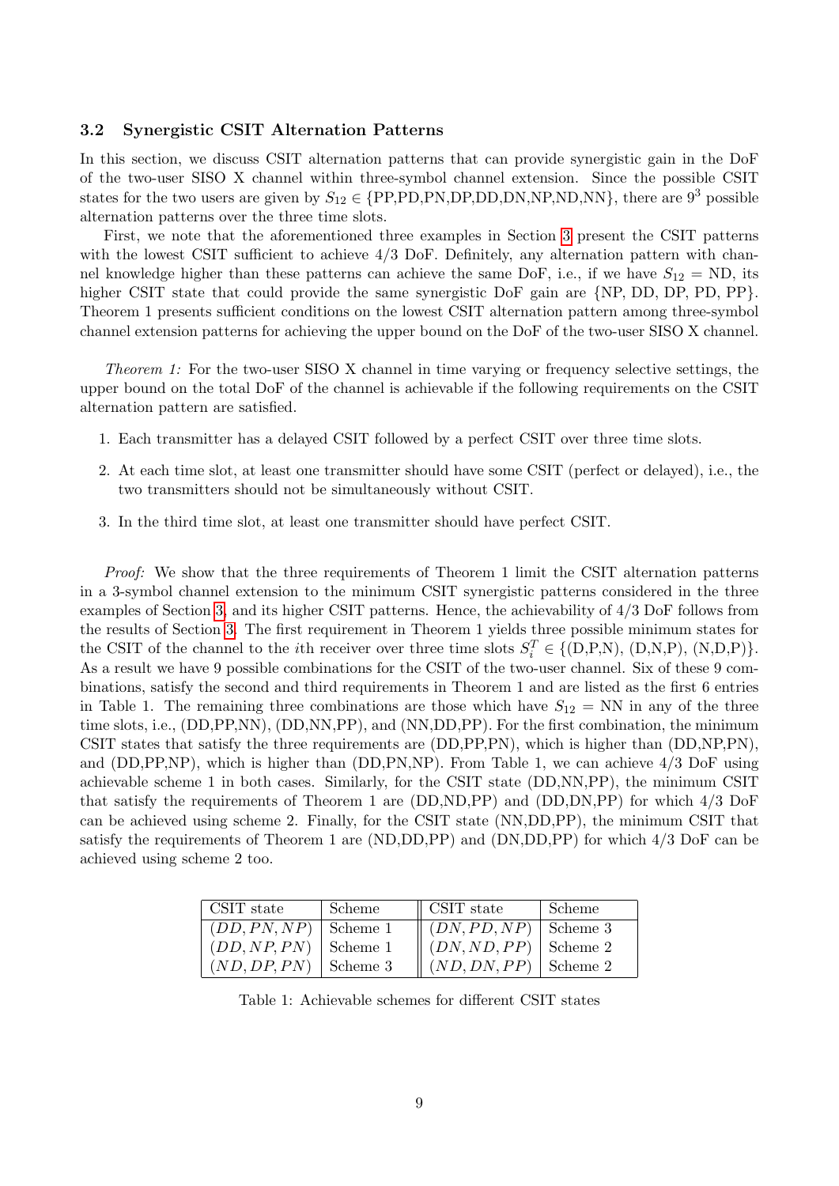### 3.2 Synergistic CSIT Alternation Patterns

In this section, we discuss CSIT alternation patterns that can provide synergistic gain in the DoF of the two-user SISO X channel within three-symbol channel extension. Since the possible CSIT states for the two users are given by $S_{12} \in$ {PP,PD,PN,DP,DD,DN,NP,ND,NN}, there are $9^3$ possible alternation patterns over the three time slots.

First, we note that the aforementioned three examples in Section 3 present the CSIT patterns with the lowest CSIT sufficient to achieve 4/3 DoF. Definitely, any alternation pattern with channel knowledge higher than these patterns can achieve the same DoF, i.e., if we have $S_{12} =$ ND, its higher CSIT state that could provide the same synergistic DoF gain are {NP, DD, DP, PD, PP}. Theorem 1 presents sufficient conditions on the lowest CSIT alternation pattern among three-symbol channel extension patterns for achieving the upper bound on the DoF of the two-user SISO X channel.

*Theorem 1:* For the two-user SISO X channel in time varying or frequency selective settings, the upper bound on the total DoF of the channel is achievable if the following requirements on the CSIT alternation pattern are satisfied.

1. Each transmitter has a delayed CSIT followed by a perfect CSIT over three time slots.
2. At each time slot, at least one transmitter should have some CSIT (perfect or delayed), i.e., the two transmitters should not be simultaneously without CSIT.
3. In the third time slot, at least one transmitter should have perfect CSIT.

*Proof:* We show that the three requirements of Theorem 1 limit the CSIT alternation patterns in a 3-symbol channel extension to the minimum CSIT synergistic patterns considered in the three examples of Section 3, and its higher CSIT patterns. Hence, the achievability of 4/3 DoF follows from the results of Section 3. The first requirement in Theorem 1 yields three possible minimum states for the CSIT of the channel to the $i$th receiver over three time slots $S_i^T \in$ {(D,P,N), (D,N,P), (N,D,P)}. As a result we have 9 possible combinations for the CSIT of the two-user channel. Six of these 9 combinations, satisfy the second and third requirements in Theorem 1 and are listed as the first 6 entries in Table 1. The remaining three combinations are those which have $S_{12} =$ NN in any of the three time slots, i.e., (DD,PP,NN), (DD,NN,PP), and (NN,DD,PP). For the first combination, the minimum CSIT states that satisfy the three requirements are (DD,PP,PN), which is higher than (DD,NP,PN), and (DD,PP,NP), which is higher than (DD,PN,NP). From Table 1, we can achieve 4/3 DoF using achievable scheme 1 in both cases. Similarly, for the CSIT state (DD,NN,PP), the minimum CSIT that satisfy the requirements of Theorem 1 are (DD,ND,PP) and (DD,DN,PP) for which 4/3 DoF can be achieved using scheme 2. Finally, for the CSIT state (NN,DD,PP), the minimum CSIT that satisfy the requirements of Theorem 1 are (ND,DD,PP) and (DN,DD,PP) for which 4/3 DoF can be achieved using scheme 2 too.

| CSIT state | Scheme | CSIT state | Scheme |
|---|---|---|---|
| $(DD, PN, NP)$ | Scheme 1 | $(DN, PD, NP)$ | Scheme 3 |
| $(DD, NP, PN)$ | Scheme 1 | $(DN, ND, PP)$ | Scheme 2 |
| $(ND, DP, PN)$ | Scheme 3 | $(ND, DN, PP)$ | Scheme 2 |

Table 1: Achievable schemes for different CSIT states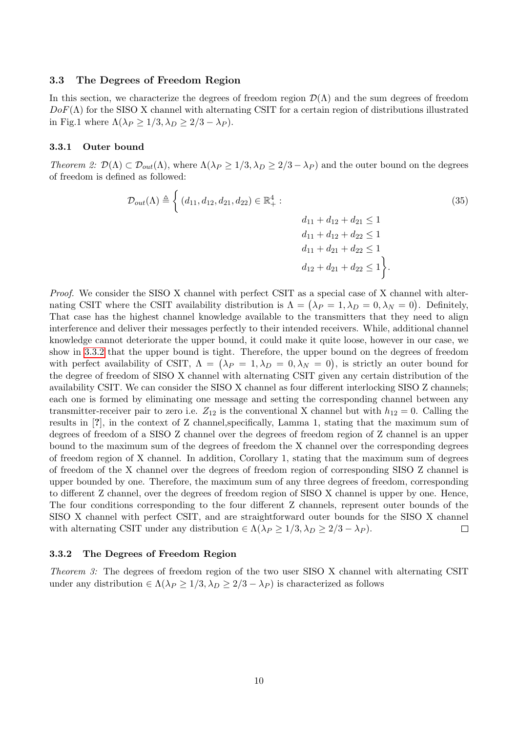### 3.3 The Degrees of Freedom Region

In this section, we characterize the degrees of freedom region $\mathcal{D}(\Lambda)$ and the sum degrees of freedom $DoF(\Lambda)$ for the SISO X channel with alternating CSIT for a certain region of distributions illustrated in Fig.1 where $\Lambda(\lambda_P \geq 1/3, \lambda_D \geq 2/3 - \lambda_P)$.

#### 3.3.1 Outer bound

*Theorem 2:* $\mathcal{D}(\Lambda) \subset \mathcal{D}_{out}(\Lambda)$, where $\Lambda(\lambda_P \geq 1/3, \lambda_D \geq 2/3 - \lambda_P)$ and the outer bound on the degrees of freedom is defined as followed:

$$
\mathcal{D}_{out}(\Lambda) \triangleq \Big\{ (d_{11}, d_{12}, d_{21}, d_{22}) \in \mathbb{R}_+^4 : \quad d_{11} + d_{12} + d_{21} \leq 1, \quad d_{11} + d_{12} + d_{22} \leq 1, \quad d_{11} + d_{21} + d_{22} \leq 1, \quad d_{12} + d_{21} + d_{22} \leq 1 \Big\}. \tag{35}
$$

*Proof.* We consider the SISO X channel with perfect CSIT as a special case of X channel with alternating CSIT where the CSIT availability distribution is $\Lambda = (\lambda_P = 1, \lambda_D = 0, \lambda_N = 0)$. Definitely, That case has the highest channel knowledge available to the transmitters that they need to align interference and deliver their messages perfectly to their intended receivers. While, additional channel knowledge cannot deteriorate the upper bound, it could make it quite loose, however in our case, we show in 3.3.2 that the upper bound is tight. Therefore, the upper bound on the degrees of freedom with perfect availability of CSIT, $\Lambda = (\lambda_P = 1, \lambda_D = 0, \lambda_N = 0)$, is strictly an outer bound for the degree of freedom of SISO X channel with alternating CSIT given any certain distribution of the availability CSIT. We can consider the SISO X channel as four different interlocking SISO Z channels; each one is formed by eliminating one message and setting the corresponding channel between any transmitter-receiver pair to zero i.e. $Z_{12}$ is the conventional X channel but with $h_{12} = 0$. Calling the results in [?], in the context of Z channel,specifically, Lamma 1, stating that the maximum sum of degrees of freedom of a SISO Z channel over the degrees of freedom region of Z channel is an upper bound to the maximum sum of the degrees of freedom the X channel over the corresponding degrees of freedom region of X channel. In addition, Corollary 1, stating that the maximum sum of degrees of freedom of the X channel over the degrees of freedom region of corresponding SISO Z channel is upper bounded by one. Therefore, the maximum sum of any three degrees of freedom, corresponding to different Z channel, over the degrees of freedom region of SISO X channel is upper by one. Hence, The four conditions corresponding to the four different Z channels, represent outer bounds of the SISO X channel with perfect CSIT, and are straightforward outer bounds for the SISO X channel with alternating CSIT under any distribution $\in \Lambda(\lambda_P \geq 1/3, \lambda_D \geq 2/3 - \lambda_P)$. □

#### 3.3.2 The Degrees of Freedom Region

*Theorem 3:* The degrees of freedom region of the two user SISO X channel with alternating CSIT under any distribution $\in \Lambda(\lambda_P \geq 1/3, \lambda_D \geq 2/3 - \lambda_P)$ is characterized as follows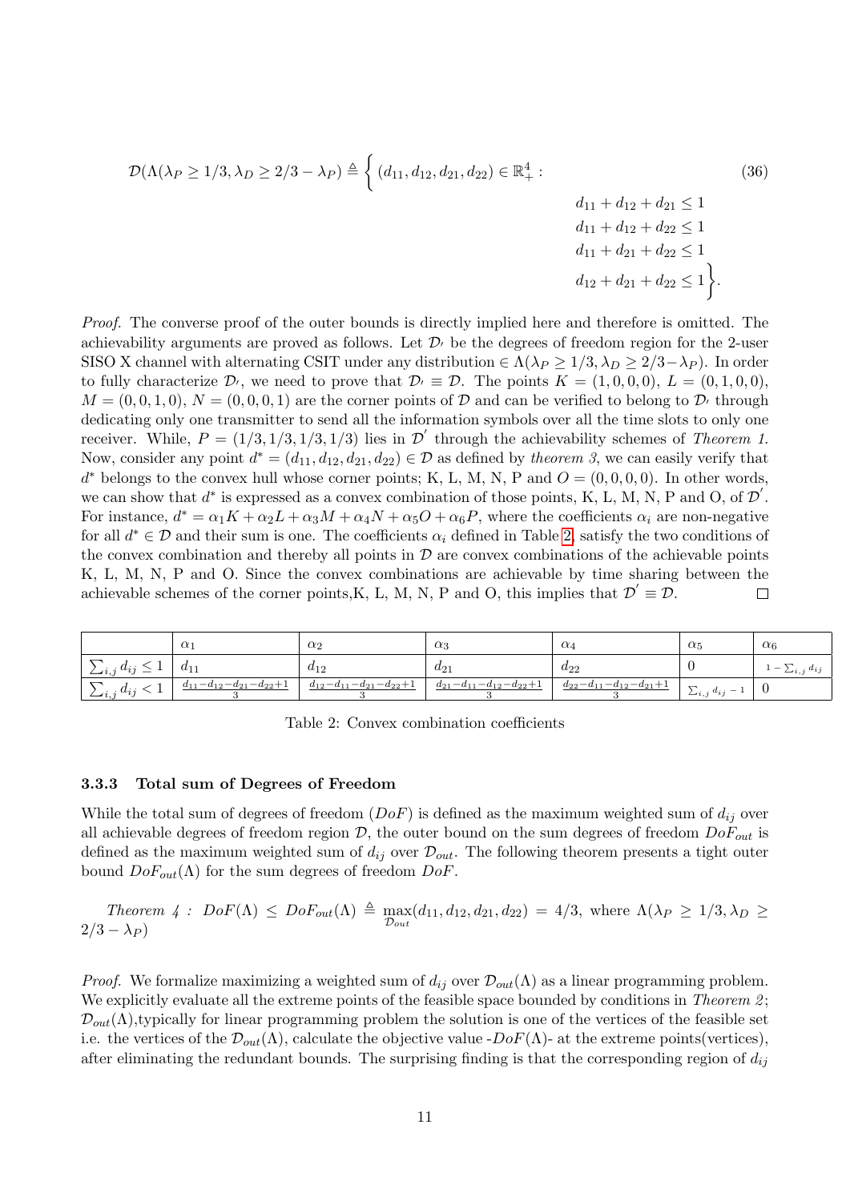$$\mathcal{D}(\Lambda(\lambda_P \geq 1/3, \lambda_D \geq 2/3 - \lambda_P) \triangleq \Big\{ (d_{11}, d_{12}, d_{21}, d_{22}) \in \mathbb{R}_+^4 : \quad d_{11} + d_{12} + d_{21} \leq 1, \quad d_{11} + d_{12} + d_{22} \leq 1, \quad d_{11} + d_{21} + d_{22} \leq 1, \quad d_{12} + d_{21} + d_{22} \leq 1 \Big\}. \tag{36}$$

*Proof.* The converse proof of the outer bounds is directly implied here and therefore is omitted. The achievability arguments are proved as follows. Let $\mathcal{D}'$ be the degrees of freedom region for the 2-user SISO X channel with alternating CSIT under any distribution $\in \Lambda(\lambda_P \geq 1/3, \lambda_D \geq 2/3 - \lambda_P)$. In order to fully characterize $\mathcal{D}'$, we need to prove that $\mathcal{D}' \equiv \mathcal{D}$. The points $K = (1, 0, 0, 0)$, $L = (0, 1, 0, 0)$, $M = (0, 0, 1, 0)$, $N = (0, 0, 0, 1)$ are the corner points of $\mathcal{D}$ and can be verified to belong to $\mathcal{D}'$ through dedicating only one transmitter to send all the information symbols over all the time slots to only one receiver. While, $P = (1/3, 1/3, 1/3, 1/3)$ lies in $\mathcal{D}'$ through the achievability schemes of *Theorem 1*. Now, consider any point $d^* = (d_{11}, d_{12}, d_{21}, d_{22}) \in \mathcal{D}$ as defined by *theorem 3*, we can easily verify that $d^*$ belongs to the convex hull whose corner points; K, L, M, N, P and $O = (0, 0, 0, 0)$. In other words, we can show that $d^*$ is expressed as a convex combination of those points, K, L, M, N, P and O, of $\mathcal{D}'$. For instance, $d^* = \alpha_1 K + \alpha_2 L + \alpha_3 M + \alpha_4 N + \alpha_5 O + \alpha_6 P$, where the coefficients $\alpha_i$ are non-negative for all $d^* \in \mathcal{D}$ and their sum is one. The coefficients $\alpha_i$ defined in Table 2, satisfy the two conditions of the convex combination and thereby all points in $\mathcal{D}$ are convex combinations of the achievable points K, L, M, N, P and O. Since the convex combinations are achievable by time sharing between the achievable schemes of the corner points,K, L, M, N, P and O, this implies that $\mathcal{D}' \equiv \mathcal{D}$. □

| | $\alpha_1$ | $\alpha_2$ | $\alpha_3$ | $\alpha_4$ | $\alpha_5$ | $\alpha_6$ |
|---|---|---|---|---|---|---|
| $\sum_{i,j} d_{ij} \leq 1$ | $d_{11}$ | $d_{12}$ | $d_{21}$ | $d_{22}$ | $0$ | $1 - \sum_{i,j} d_{ij}$ |
| $\sum_{i,j} d_{ij} < 1$ | $\frac{d_{11} - d_{12} - d_{21} - d_{22} + 1}{3}$ | $\frac{d_{12} - d_{11} - d_{21} - d_{22} + 1}{3}$ | $\frac{d_{21} - d_{11} - d_{12} - d_{22} + 1}{3}$ | $\frac{d_{22} - d_{11} - d_{12} - d_{21} + 1}{3}$ | $\sum_{i,j} d_{ij} - 1$ | $0$ |

Table 2: Convex combination coefficients

### 3.3.3 Total sum of Degrees of Freedom

While the total sum of degrees of freedom ($DoF$) is defined as the maximum weighted sum of $d_{ij}$ over all achievable degrees of freedom region $\mathcal{D}$, the outer bound on the sum degrees of freedom $DoF_{out}$ is defined as the maximum weighted sum of $d_{ij}$ over $\mathcal{D}_{out}$. The following theorem presents a tight outer bound $DoF_{out}(\Lambda)$ for the sum degrees of freedom $DoF$.

*Theorem 4 :* $DoF(\Lambda) \leq DoF_{out}(\Lambda) \triangleq \max\limits_{\mathcal{D}_{out}}(d_{11}, d_{12}, d_{21}, d_{22}) = 4/3$, where $\Lambda(\lambda_P \geq 1/3, \lambda_D \geq 2/3 - \lambda_P)$

*Proof.* We formalize maximizing a weighted sum of $d_{ij}$ over $\mathcal{D}_{out}(\Lambda)$ as a linear programming problem. We explicitly evaluate all the extreme points of the feasible space bounded by conditions in *Theorem 2*; $\mathcal{D}_{out}(\Lambda)$,typically for linear programming problem the solution is one of the vertices of the feasible set i.e. the vertices of the $\mathcal{D}_{out}(\Lambda)$, calculate the objective value -$DoF(\Lambda)$- at the extreme points(vertices), after eliminating the redundant bounds. The surprising finding is that the corresponding region of $d_{ij}$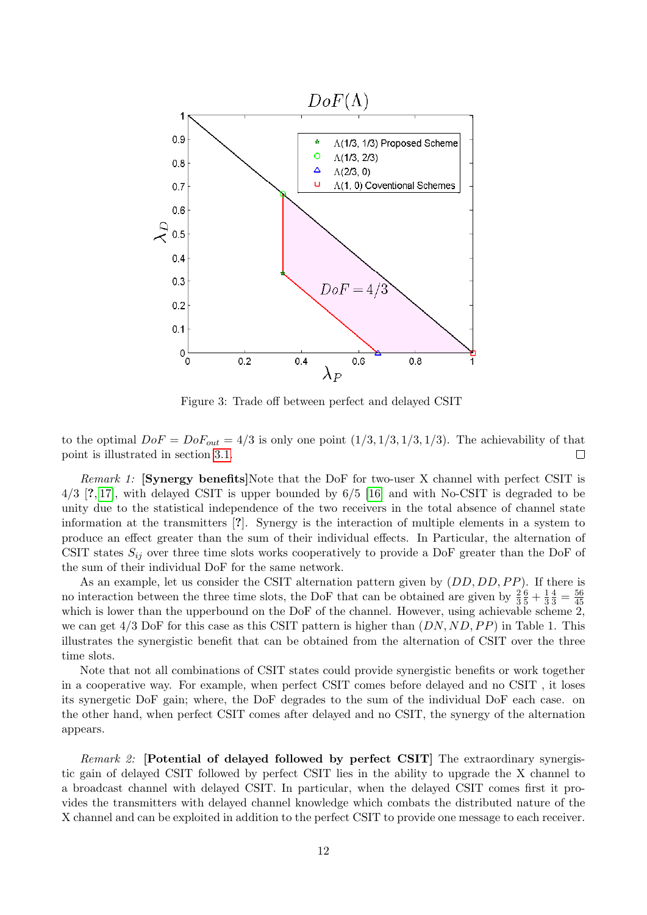Figure 3: Trade off between perfect and delayed CSIT

to the optimal $DoF = DoF_{out} = 4/3$ is only one point $(1/3, 1/3, 1/3, 1/3)$. The achievability of that point is illustrated in section 3.1. □

*Remark 1:* **[Synergy benefits]**Note that the DoF for two-user X channel with perfect CSIT is 4/3 [?,17], with delayed CSIT is upper bounded by 6/5 [16] and with No-CSIT is degraded to be unity due to the statistical independence of the two receivers in the total absence of channel state information at the transmitters [?]. Synergy is the interaction of multiple elements in a system to produce an effect greater than the sum of their individual effects. In Particular, the alternation of CSIT states $S_{ij}$ over three time slots works cooperatively to provide a DoF greater than the DoF of the sum of their individual DoF for the same network.

As an example, let us consider the CSIT alternation pattern given by $(DD, DD, PP)$. If there is no interaction between the three time slots, the DoF that can be obtained are given by $\frac{2}{3}\frac{6}{5} + \frac{1}{3}\frac{4}{3} = \frac{56}{45}$ which is lower than the upperbound on the DoF of the channel. However, using achievable scheme 2, we can get 4/3 DoF for this case as this CSIT pattern is higher than $(DN, ND, PP)$ in Table 1. This illustrates the synergistic benefit that can be obtained from the alternation of CSIT over the three time slots.

Note that not all combinations of CSIT states could provide synergistic benefits or work together in a cooperative way. For example, when perfect CSIT comes before delayed and no CSIT , it loses its synergetic DoF gain; where, the DoF degrades to the sum of the individual DoF each case. on the other hand, when perfect CSIT comes after delayed and no CSIT, the synergy of the alternation appears.

*Remark 2:* **[Potential of delayed followed by perfect CSIT]** The extraordinary synergistic gain of delayed CSIT followed by perfect CSIT lies in the ability to upgrade the X channel to a broadcast channel with delayed CSIT. In particular, when the delayed CSIT comes first it provides the transmitters with delayed channel knowledge which combats the distributed nature of the X channel and can be exploited in addition to the perfect CSIT to provide one message to each receiver.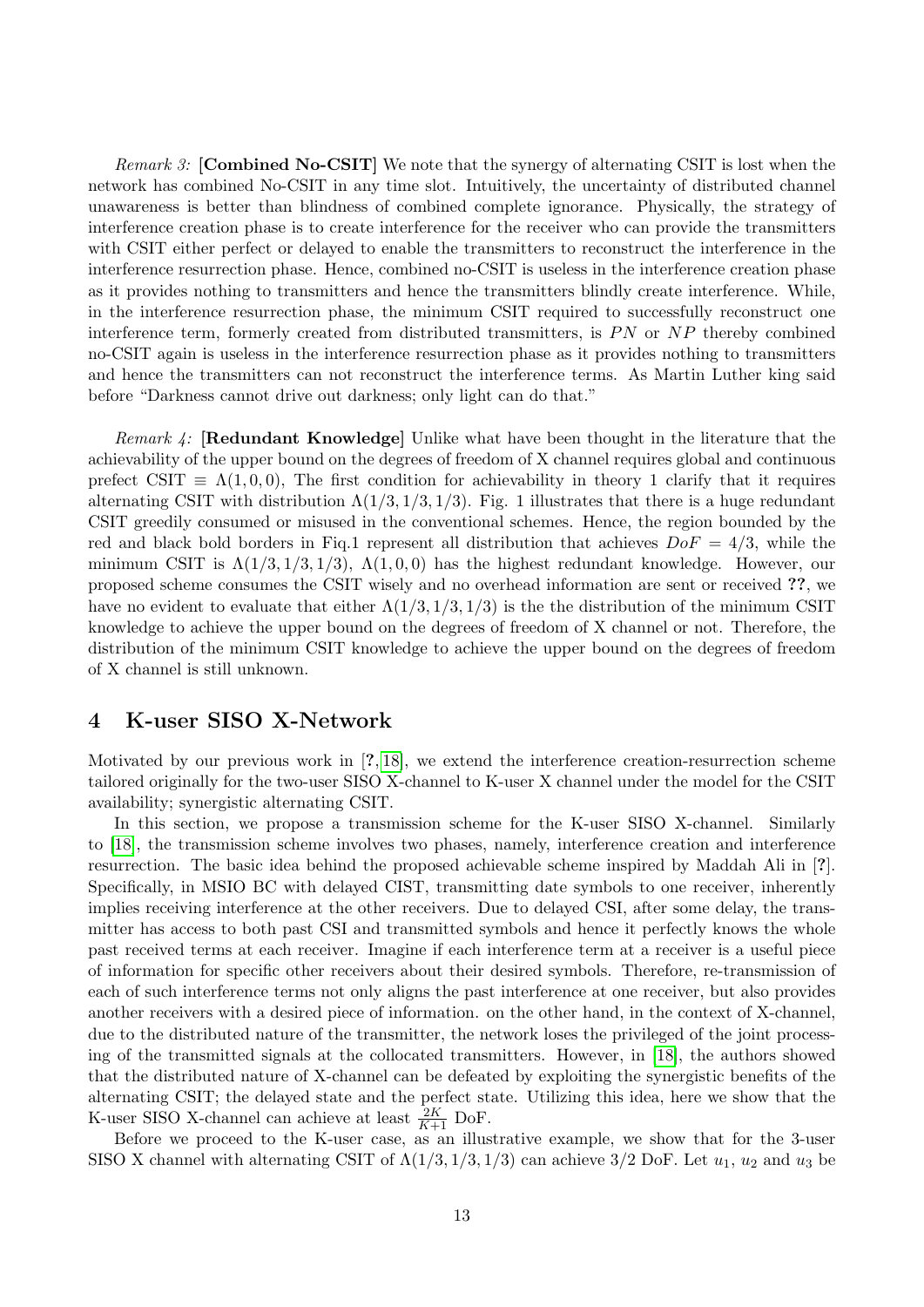*Remark 3:* **[Combined No-CSIT]** We note that the synergy of alternating CSIT is lost when the network has combined No-CSIT in any time slot. Intuitively, the uncertainty of distributed channel unawareness is better than blindness of combined complete ignorance. Physically, the strategy of interference creation phase is to create interference for the receiver who can provide the transmitters with CSIT either perfect or delayed to enable the transmitters to reconstruct the interference in the interference resurrection phase. Hence, combined no-CSIT is useless in the interference creation phase as it provides nothing to transmitters and hence the transmitters blindly create interference. While, in the interference resurrection phase, the minimum CSIT required to successfully reconstruct one interference term, formerly created from distributed transmitters, is $PN$ or $NP$ thereby combined no-CSIT again is useless in the interference resurrection phase as it provides nothing to transmitters and hence the transmitters can not reconstruct the interference terms. As Martin Luther king said before "Darkness cannot drive out darkness; only light can do that."

*Remark 4:* **[Redundant Knowledge]** Unlike what have been thought in the literature that the achievability of the upper bound on the degrees of freedom of X channel requires global and continuous prefect CSIT $\equiv \Lambda(1, 0, 0)$, The first condition for achievability in theory 1 clarify that it requires alternating CSIT with distribution $\Lambda(1/3, 1/3, 1/3)$. Fig. 1 illustrates that there is a huge redundant CSIT greedily consumed or misused in the conventional schemes. Hence, the region bounded by the red and black bold borders in Fiq.1 represent all distribution that achieves $DoF = 4/3$, while the minimum CSIT is $\Lambda(1/3, 1/3, 1/3)$, $\Lambda(1, 0, 0)$ has the highest redundant knowledge. However, our proposed scheme consumes the CSIT wisely and no overhead information are sent or received **??**, we have no evident to evaluate that either $\Lambda(1/3, 1/3, 1/3)$ is the the distribution of the minimum CSIT knowledge to achieve the upper bound on the degrees of freedom of X channel or not. Therefore, the distribution of the minimum CSIT knowledge to achieve the upper bound on the degrees of freedom of X channel is still unknown.

## 4 K-user SISO X-Network

Motivated by our previous work in [?, 18], we extend the interference creation-resurrection scheme tailored originally for the two-user SISO X-channel to K-user X channel under the model for the CSIT availability; synergistic alternating CSIT.

In this section, we propose a transmission scheme for the K-user SISO X-channel. Similarly to [18], the transmission scheme involves two phases, namely, interference creation and interference resurrection. The basic idea behind the proposed achievable scheme inspired by Maddah Ali in [?]. Specifically, in MSIO BC with delayed CIST, transmitting date symbols to one receiver, inherently implies receiving interference at the other receivers. Due to delayed CSI, after some delay, the transmitter has access to both past CSI and transmitted symbols and hence it perfectly knows the whole past received terms at each receiver. Imagine if each interference term at a receiver is a useful piece of information for specific other receivers about their desired symbols. Therefore, re-transmission of each of such interference terms not only aligns the past interference at one receiver, but also provides another receivers with a desired piece of information. on the other hand, in the context of X-channel, due to the distributed nature of the transmitter, the network loses the privileged of the joint processing of the transmitted signals at the collocated transmitters. However, in [18], the authors showed that the distributed nature of X-channel can be defeated by exploiting the synergistic benefits of the alternating CSIT; the delayed state and the perfect state. Utilizing this idea, here we show that the K-user SISO X-channel can achieve at least $\frac{2K}{K+1}$ DoF.

Before we proceed to the K-user case, as an illustrative example, we show that for the 3-user SISO X channel with alternating CSIT of $\Lambda(1/3, 1/3, 1/3)$ can achieve $3/2$ DoF. Let $u_1$, $u_2$ and $u_3$ be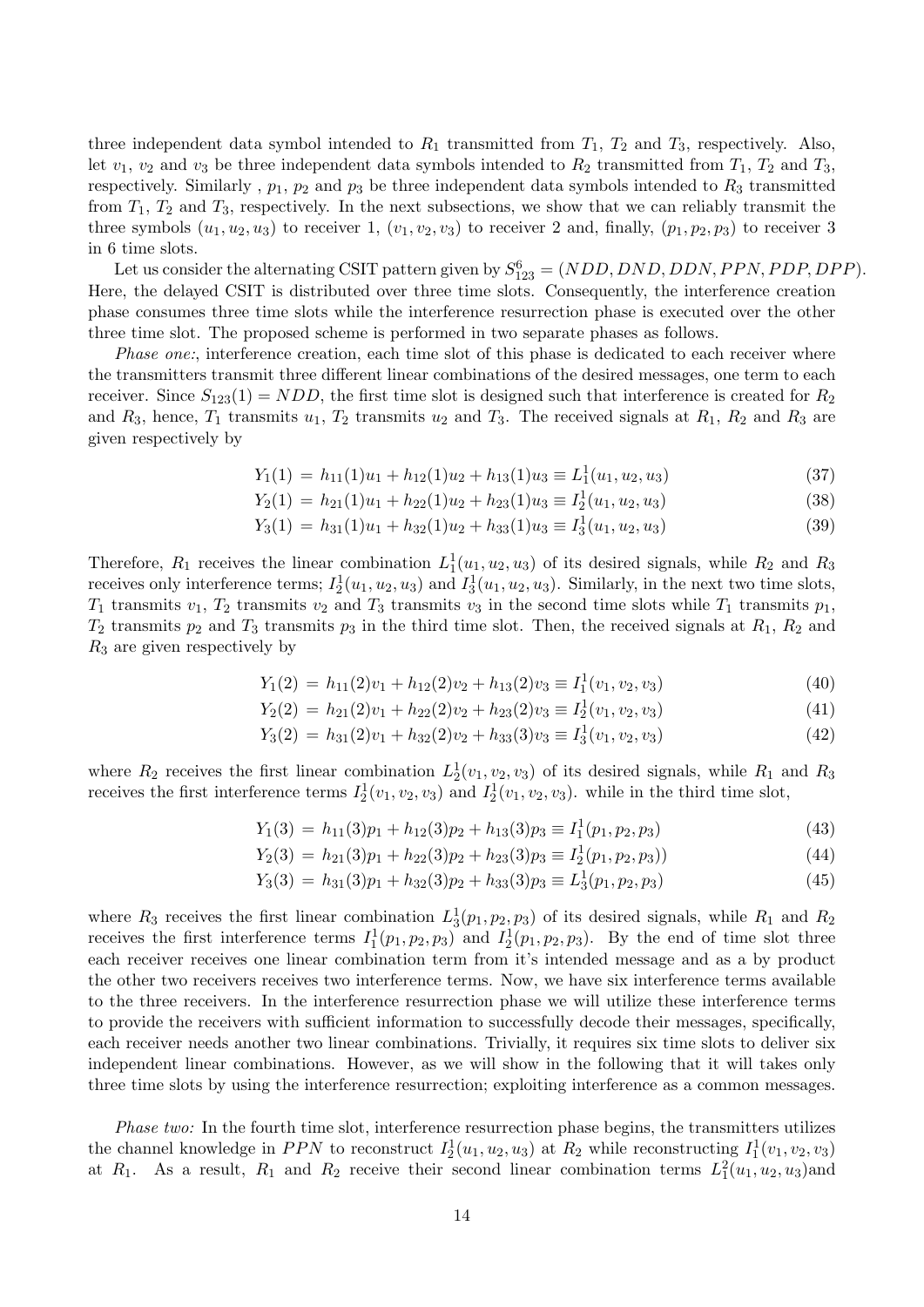three independent data symbol intended to $R_1$ transmitted from $T_1$, $T_2$ and $T_3$, respectively. Also, let $v_1$, $v_2$ and $v_3$ be three independent data symbols intended to $R_2$ transmitted from $T_1$, $T_2$ and $T_3$, respectively. Similarly , $p_1$, $p_2$ and $p_3$ be three independent data symbols intended to $R_3$ transmitted from $T_1$, $T_2$ and $T_3$, respectively. In the next subsections, we show that we can reliably transmit the three symbols $(u_1, u_2, u_3)$ to receiver 1, $(v_1, v_2, v_3)$ to receiver 2 and, finally, $(p_1, p_2, p_3)$ to receiver 3 in 6 time slots.

Let us consider the alternating CSIT pattern given by $S^6_{123} = (NDD, DND, DDN, PPN, PDP, DPP)$. Here, the delayed CSIT is distributed over three time slots. Consequently, the interference creation phase consumes three time slots while the interference resurrection phase is executed over the other three time slot. The proposed scheme is performed in two separate phases as follows.

*Phase one:*, interference creation, each time slot of this phase is dedicated to each receiver where the transmitters transmit three different linear combinations of the desired messages, one term to each receiver. Since $S_{123}(1) = NDD$, the first time slot is designed such that interference is created for $R_2$ and $R_3$, hence, $T_1$ transmits $u_1$, $T_2$ transmits $u_2$ and $T_3$. The received signals at $R_1$, $R_2$ and $R_3$ are given respectively by

$$Y_1(1) = h_{11}(1)u_1 + h_{12}(1)u_2 + h_{13}(1)u_3 \equiv L^1_1(u_1, u_2, u_3) \tag{37}$$

$$Y_2(1) = h_{21}(1)u_1 + h_{22}(1)u_2 + h_{23}(1)u_3 \equiv I^1_2(u_1, u_2, u_3) \tag{38}$$

$$Y_3(1) = h_{31}(1)u_1 + h_{32}(1)u_2 + h_{33}(1)u_3 \equiv I^1_3(u_1, u_2, u_3) \tag{39}$$

Therefore, $R_1$ receives the linear combination $L^1_1(u_1, u_2, u_3)$ of its desired signals, while $R_2$ and $R_3$ receives only interference terms; $I^1_2(u_1, u_2, u_3)$ and $I^1_3(u_1, u_2, u_3)$. Similarly, in the next two time slots, $T_1$ transmits $v_1$, $T_2$ transmits $v_2$ and $T_3$ transmits $v_3$ in the second time slots while $T_1$ transmits $p_1$, $T_2$ transmits $p_2$ and $T_3$ transmits $p_3$ in the third time slot. Then, the received signals at $R_1$, $R_2$ and $R_3$ are given respectively by

$$Y_1(2) = h_{11}(2)v_1 + h_{12}(2)v_2 + h_{13}(2)v_3 \equiv I^1_1(v_1, v_2, v_3) \tag{40}$$

$$Y_2(2) = h_{21}(2)v_1 + h_{22}(2)v_2 + h_{23}(2)v_3 \equiv I^1_2(v_1, v_2, v_3) \tag{41}$$

$$Y_3(2) = h_{31}(2)v_1 + h_{32}(2)v_2 + h_{33}(3)v_3 \equiv I^1_3(v_1, v_2, v_3) \tag{42}$$

where $R_2$ receives the first linear combination $L^1_2(v_1, v_2, v_3)$ of its desired signals, while $R_1$ and $R_3$ receives the first interference terms $I^1_2(v_1, v_2, v_3)$ and $I^1_2(v_1, v_2, v_3)$. while in the third time slot,

$$Y_1(3) = h_{11}(3)p_1 + h_{12}(3)p_2 + h_{13}(3)p_3 \equiv I^1_1(p_1, p_2, p_3) \tag{43}$$

$$Y_2(3) = h_{21}(3)p_1 + h_{22}(3)p_2 + h_{23}(3)p_3 \equiv I^1_2(p_1, p_2, p_3)) \tag{44}$$

$$Y_3(3) = h_{31}(3)p_1 + h_{32}(3)p_2 + h_{33}(3)p_3 \equiv L^1_3(p_1, p_2, p_3) \tag{45}$$

where $R_3$ receives the first linear combination $L^1_3(p_1, p_2, p_3)$ of its desired signals, while $R_1$ and $R_2$ receives the first interference terms $I^1_1(p_1, p_2, p_3)$ and $I^1_2(p_1, p_2, p_3)$. By the end of time slot three each receiver receives one linear combination term from it's intended message and as a by product the other two receivers receives two interference terms. Now, we have six interference terms available to the three receivers. In the interference resurrection phase we will utilize these interference terms to provide the receivers with sufficient information to successfully decode their messages, specifically, each receiver needs another two linear combinations. Trivially, it requires six time slots to deliver six independent linear combinations. However, as we will show in the following that it will takes only three time slots by using the interference resurrection; exploiting interference as a common messages.

*Phase two:* In the fourth time slot, interference resurrection phase begins, the transmitters utilizes the channel knowledge in $PPN$ to reconstruct $I^1_2(u_1, u_2, u_3)$ at $R_2$ while reconstructing $I^1_1(v_1, v_2, v_3)$ at $R_1$. As a result, $R_1$ and $R_2$ receive their second linear combination terms $L^2_1(u_1, u_2, u_3)$and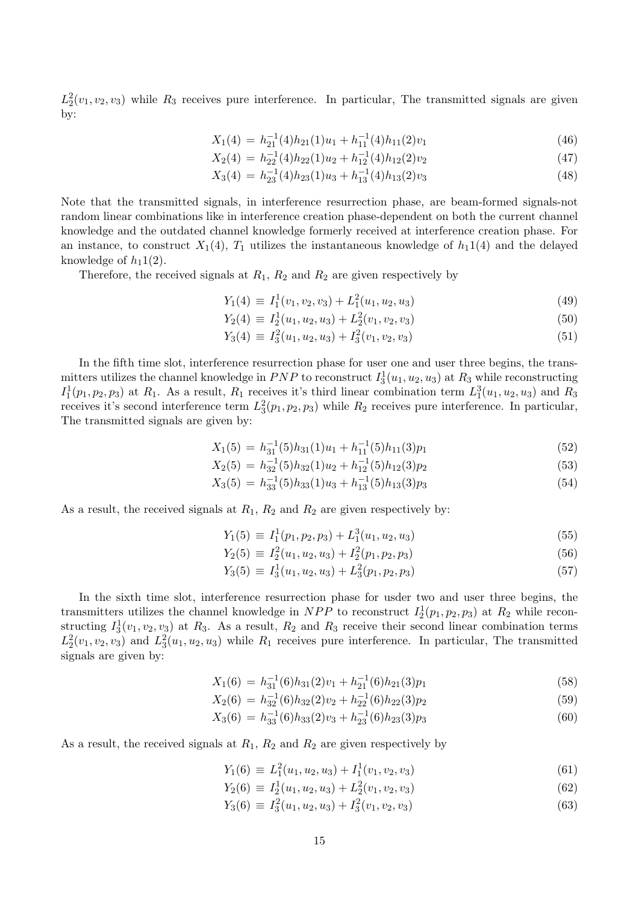$L_2^2(v_1, v_2, v_3)$ while $R_3$ receives pure interference. In particular, The transmitted signals are given by:

$$X_1(4) = h_{21}^{-1}(4)h_{21}(1)u_1 + h_{11}^{-1}(4)h_{11}(2)v_1 \tag{46}$$

$$X_2(4) = h_{22}^{-1}(4)h_{22}(1)u_2 + h_{12}^{-1}(4)h_{12}(2)v_2 \tag{47}$$

$$X_3(4) = h_{23}^{-1}(4)h_{23}(1)u_3 + h_{13}^{-1}(4)h_{13}(2)v_3 \tag{48}$$

Note that the transmitted signals, in interference resurrection phase, are beam-formed signals-not random linear combinations like in interference creation phase-dependent on both the current channel knowledge and the outdated channel knowledge formerly received at interference creation phase. For an instance, to construct $X_1(4)$, $T_1$ utilizes the instantaneous knowledge of $h_11(4)$ and the delayed knowledge of $h_11(2)$.

Therefore, the received signals at $R_1$, $R_2$ and $R_2$ are given respectively by

$$Y_1(4) \equiv I_1^1(v_1, v_2, v_3) + L_1^2(u_1, u_2, u_3) \tag{49}$$

$$Y_2(4) \equiv I_2^1(u_1, u_2, u_3) + L_2^2(v_1, v_2, v_3) \tag{50}$$

$$Y_3(4) \equiv I_3^2(u_1, u_2, u_3) + I_3^2(v_1, v_2, v_3) \tag{51}$$

In the fifth time slot, interference resurrection phase for user one and user three begins, the transmitters utilizes the channel knowledge in $PNP$ to reconstruct $I_3^1(u_1, u_2, u_3)$ at $R_3$ while reconstructing $I_1^1(p_1, p_2, p_3)$ at $R_1$. As a result, $R_1$ receives it's third linear combination term $L_1^3(u_1, u_2, u_3)$ and $R_3$ receives it's second interference term $L_3^2(p_1, p_2, p_3)$ while $R_2$ receives pure interference. In particular, The transmitted signals are given by:

$$X_1(5) = h_{31}^{-1}(5)h_{31}(1)u_1 + h_{11}^{-1}(5)h_{11}(3)p_1 \tag{52}$$

$$X_2(5) = h_{32}^{-1}(5)h_{32}(1)u_2 + h_{12}^{-1}(5)h_{12}(3)p_2 \tag{53}$$

$$X_3(5) = h_{33}^{-1}(5)h_{33}(1)u_3 + h_{13}^{-1}(5)h_{13}(3)p_3 \tag{54}$$

As a result, the received signals at $R_1$, $R_2$ and $R_2$ are given respectively by:

$$Y_1(5) \equiv I_1^1(p_1, p_2, p_3) + L_1^3(u_1, u_2, u_3) \tag{55}$$

$$Y_2(5) \equiv I_2^2(u_1, u_2, u_3) + I_2^2(p_1, p_2, p_3) \tag{56}$$

$$Y_3(5) \equiv I_3^1(u_1, u_2, u_3) + L_3^2(p_1, p_2, p_3) \tag{57}$$

In the sixth time slot, interference resurrection phase for usder two and user three begins, the transmitters utilizes the channel knowledge in $NPP$ to reconstruct $I_2^1(p_1, p_2, p_3)$ at $R_2$ while reconstructing $I_3^1(v_1, v_2, v_3)$ at $R_3$. As a result, $R_2$ and $R_3$ receive their second linear combination terms $L_2^2(v_1, v_2, v_3)$ and $L_3^2(u_1, u_2, u_3)$ while $R_1$ receives pure interference. In particular, The transmitted signals are given by:

$$X_1(6) = h_{31}^{-1}(6)h_{31}(2)v_1 + h_{21}^{-1}(6)h_{21}(3)p_1 \tag{58}$$

$$X_2(6) = h_{32}^{-1}(6)h_{32}(2)v_2 + h_{22}^{-1}(6)h_{22}(3)p_2 \tag{59}$$

$$X_3(6) = h_{33}^{-1}(6)h_{33}(2)v_3 + h_{23}^{-1}(6)h_{23}(3)p_3 \tag{60}$$

As a result, the received signals at $R_1$, $R_2$ and $R_2$ are given respectively by

$$Y_1(6) \equiv L_1^2(u_1, u_2, u_3) + I_1^1(v_1, v_2, v_3) \tag{61}$$

$$Y_2(6) \equiv I_2^1(u_1, u_2, u_3) + L_2^2(v_1, v_2, v_3) \tag{62}$$

$$Y_3(6) \equiv I_3^2(u_1, u_2, u_3) + I_3^2(v_1, v_2, v_3) \tag{63}$$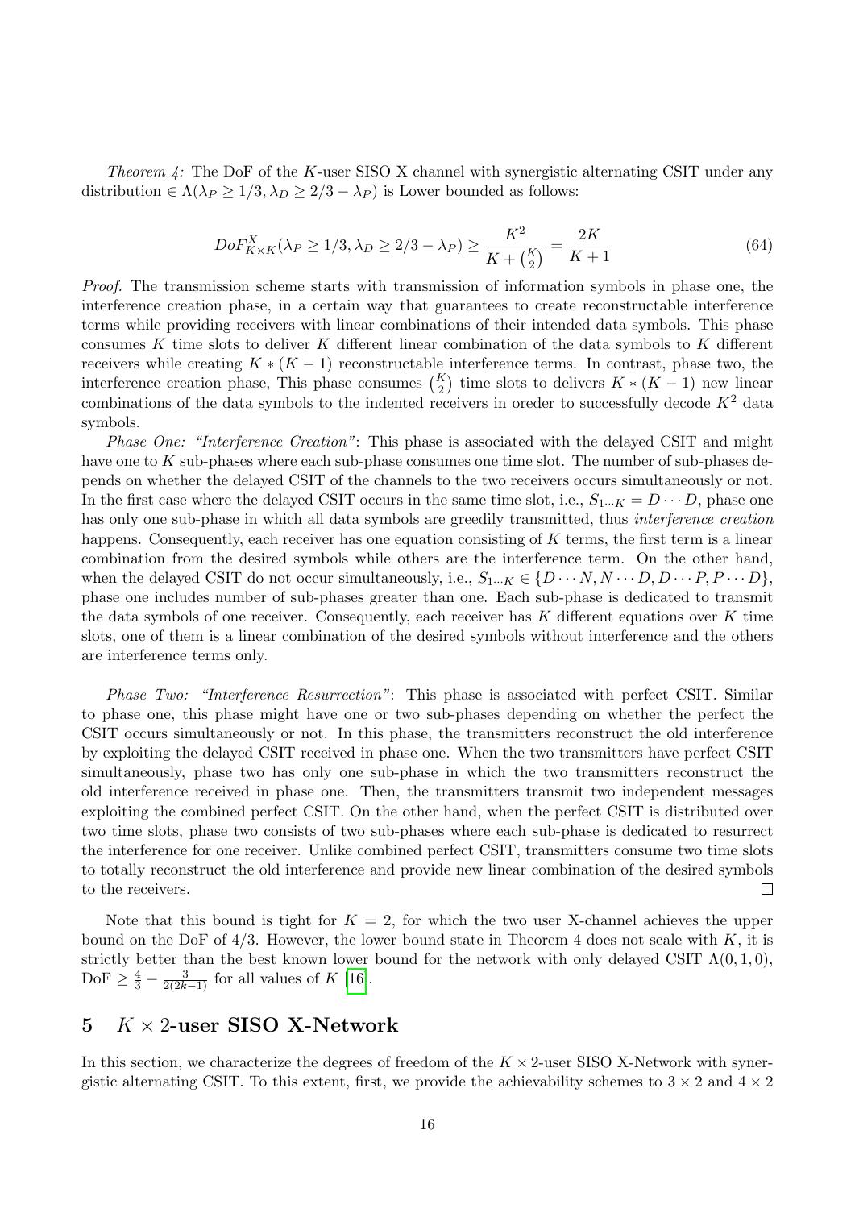*Theorem 4:* The DoF of the $K$-user SISO X channel with synergistic alternating CSIT under any distribution $\in \Lambda(\lambda_P \geq 1/3, \lambda_D \geq 2/3 - \lambda_P)$ is Lower bounded as follows:

$$DoF^{X}_{K\times K}(\lambda_P \geq 1/3, \lambda_D \geq 2/3 - \lambda_P) \geq \frac{K^2}{K + \binom{K}{2}} = \frac{2K}{K+1} \tag{64}$$

*Proof.* The transmission scheme starts with transmission of information symbols in phase one, the interference creation phase, in a certain way that guarantees to create reconstructable interference terms while providing receivers with linear combinations of their intended data symbols. This phase consumes $K$ time slots to deliver $K$ different linear combination of the data symbols to $K$ different receivers while creating $K * (K-1)$ reconstructable interference terms. In contrast, phase two, the interference creation phase, This phase consumes $\binom{K}{2}$ time slots to delivers $K * (K-1)$ new linear combinations of the data symbols to the indented receivers in oreder to successfully decode $K^2$ data symbols.

*Phase One: "Interference Creation"*: This phase is associated with the delayed CSIT and might have one to $K$ sub-phases where each sub-phase consumes one time slot. The number of sub-phases depends on whether the delayed CSIT of the channels to the two receivers occurs simultaneously or not. In the first case where the delayed CSIT occurs in the same time slot, i.e., $S_{1\cdots K} = D\cdots D$, phase one has only one sub-phase in which all data symbols are greedily transmitted, thus *interference creation* happens. Consequently, each receiver has one equation consisting of $K$ terms, the first term is a linear combination from the desired symbols while others are the interference term. On the other hand, when the delayed CSIT do not occur simultaneously, i.e., $S_{1\cdots K} \in \{D\cdots N, N\cdots D, D\cdots P, P\cdots D\}$, phase one includes number of sub-phases greater than one. Each sub-phase is dedicated to transmit the data symbols of one receiver. Consequently, each receiver has $K$ different equations over $K$ time slots, one of them is a linear combination of the desired symbols without interference and the others are interference terms only.

*Phase Two: "Interference Resurrection"*: This phase is associated with perfect CSIT. Similar to phase one, this phase might have one or two sub-phases depending on whether the perfect the CSIT occurs simultaneously or not. In this phase, the transmitters reconstruct the old interference by exploiting the delayed CSIT received in phase one. When the two transmitters have perfect CSIT simultaneously, phase two has only one sub-phase in which the two transmitters reconstruct the old interference received in phase one. Then, the transmitters transmit two independent messages exploiting the combined perfect CSIT. On the other hand, when the perfect CSIT is distributed over two time slots, phase two consists of two sub-phases where each sub-phase is dedicated to resurrect the interference for one receiver. Unlike combined perfect CSIT, transmitters consume two time slots to totally reconstruct the old interference and provide new linear combination of the desired symbols to the receivers. ☐

Note that this bound is tight for $K = 2$, for which the two user X-channel achieves the upper bound on the DoF of $4/3$. However, the lower bound state in Theorem 4 does not scale with $K$, it is strictly better than the best known lower bound for the network with only delayed CSIT $\Lambda(0, 1, 0)$, DoF $\geq \frac{4}{3} - \frac{3}{2(2k-1)}$ for all values of $K$ [16].

# 5 $K \times 2$-user SISO X-Network

In this section, we characterize the degrees of freedom of the $K \times 2$-user SISO X-Network with synergistic alternating CSIT. To this extent, first, we provide the achievability schemes to $3 \times 2$ and $4 \times 2$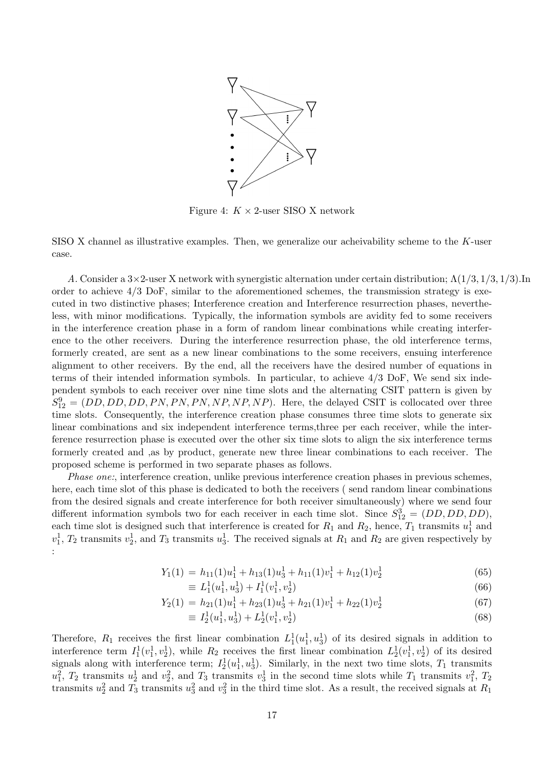Figure 4: $K \times 2$-user SISO X network

SISO X channel as illustrative examples. Then, we generalize our acheivability scheme to the $K$-user case.

*A.* Consider a $3\times2$-user X network with synergistic alternation under certain distribution; $\Lambda(1/3, 1/3, 1/3)$.In order to achieve 4/3 DoF, similar to the aforementioned schemes, the transmission strategy is executed in two distinctive phases; Interference creation and Interference resurrection phases, nevertheless, with minor modifications. Typically, the information symbols are avidity fed to some receivers in the interference creation phase in a form of random linear combinations while creating interference to the other receivers. During the interference resurrection phase, the old interference terms, formerly created, are sent as a new linear combinations to the some receivers, ensuing interference alignment to other receivers. By the end, all the receivers have the desired number of equations in terms of their intended information symbols. In particular, to achieve 4/3 DoF, We send six independent symbols to each receiver over nine time slots and the alternating CSIT pattern is given by $S_{12}^{9} = (DD, DD, DD, PN, PN, PN, NP, NP, NP)$. Here, the delayed CSIT is collocated over three time slots. Consequently, the interference creation phase consumes three time slots to generate six linear combinations and six independent interference terms,three per each receiver, while the interference resurrection phase is executed over the other six time slots to align the six interference terms formerly created and ,as by product, generate new three linear combinations to each receiver. The proposed scheme is performed in two separate phases as follows.

*Phase one:*, interference creation, unlike previous interference creation phases in previous schemes, here, each time slot of this phase is dedicated to both the receivers ( send random linear combinations from the desired signals and create interference for both receiver simultaneously) where we send four different information symbols two for each receiver in each time slot. Since $S_{12}^{3} = (DD, DD, DD)$, each time slot is designed such that interference is created for $R_1$ and $R_2$, hence, $T_1$ transmits $u_1^1$ and $v_1^1$, $T_2$ transmits $v_2^1$, and $T_3$ transmits $u_3^1$. The received signals at $R_1$ and $R_2$ are given respectively by :

$$
\begin{aligned}
Y_1(1) &= h_{11}(1)u_1^1 + h_{13}(1)u_3^1 + h_{11}(1)v_1^1 + h_{12}(1)v_2^1 && (65)\\
&\equiv L_1^1(u_1^1, u_3^1) + I_1^1(v_1^1, v_2^1) && (66)\\
Y_2(1) &= h_{21}(1)u_1^1 + h_{23}(1)u_3^1 + h_{21}(1)v_1^1 + h_{22}(1)v_2^1 && (67)\\
&\equiv I_2^1(u_1^1, u_3^1) + L_2^1(v_1^1, v_2^1) && (68)
\end{aligned}
$$

Therefore, $R_1$ receives the first linear combination $L_1^1(u_1^1, u_3^1)$ of its desired signals in addition to interference term $I_1^1(v_1^1, v_2^1)$, while $R_2$ receives the first linear combination $L_2^1(v_1^1, v_2^1)$ of its desired signals along with interference term; $I_2^1(u_1^1, u_3^1)$. Similarly, in the next two time slots, $T_1$ transmits $u_1^2$, $T_2$ transmits $u_2^1$ and $v_2^2$, and $T_3$ transmits $v_3^1$ in the second time slots while $T_1$ transmits $v_1^2$, $T_2$ transmits $u_2^2$ and $T_3$ transmits $u_3^2$ and $v_3^2$ in the third time slot. As a result, the received signals at $R_1$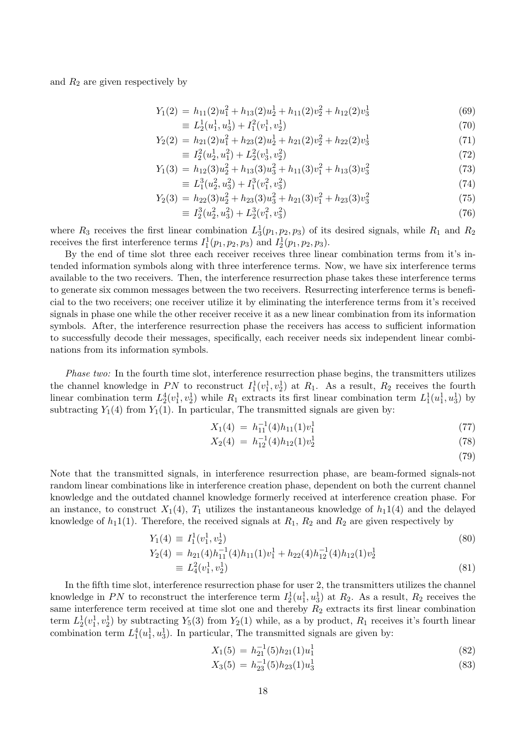and $R_2$ are given respectively by

$$Y_1(2) = h_{11}(2)u_1^2 + h_{13}(2)u_2^1 + h_{11}(2)v_2^2 + h_{12}(2)v_3^1 \tag{69}$$

$$\equiv L_2^1(u_1^1, u_3^1) + I_1^2(v_1^1, v_2^1) \tag{70}$$

$$Y_2(2) = h_{21}(2)u_1^2 + h_{23}(2)u_2^1 + h_{21}(2)v_2^2 + h_{22}(2)v_3^1 \tag{71}$$

$$\equiv I_2^2(u_2^1, u_1^2) + L_2^2(v_3^1, v_2^2) \tag{72}$$

$$Y_1(3) = h_{12}(3)u_2^2 + h_{13}(3)u_3^2 + h_{11}(3)v_1^2 + h_{13}(3)v_3^2 \tag{73}$$

$$\equiv L_1^3(u_2^2, u_3^2) + I_1^3(v_1^2, v_3^2) \tag{74}$$

$$Y_2(3) = h_{22}(3)u_2^2 + h_{23}(3)u_3^2 + h_{21}(3)v_1^2 + h_{23}(3)v_3^2 \tag{75}$$

$$\equiv I_2^3(u_2^2, u_3^2) + L_2^3(v_1^2, v_3^2) \tag{76}$$

where $R_3$ receives the first linear combination $L_3^1(p_1, p_2, p_3)$ of its desired signals, while $R_1$ and $R_2$ receives the first interference terms $I_1^1(p_1, p_2, p_3)$ and $I_2^1(p_1, p_2, p_3)$.

By the end of time slot three each receiver receives three linear combination terms from it's intended information symbols along with three interference terms. Now, we have six interference terms available to the two receivers. Then, the interference resurrection phase takes these interference terms to generate six common messages between the two receivers. Resurrecting interference terms is beneficial to the two receivers; one receiver utilize it by eliminating the interference terms from it's received signals in phase one while the other receiver receive it as a new linear combination from its information symbols. After, the interference resurrection phase the receivers has access to sufficient information to successfully decode their messages, specifically, each receiver needs six independent linear combinations from its information symbols.

*Phase two:* In the fourth time slot, interference resurrection phase begins, the transmitters utilizes the channel knowledge in $PN$ to reconstruct $I_1^1(v_1^1, v_2^1)$ at $R_1$. As a result, $R_2$ receives the fourth linear combination term $L_2^4(v_1^1, v_2^1)$ while $R_1$ extracts its first linear combination term $L_1^1(u_1^1, u_3^1)$ by subtracting $Y_1(4)$ from $Y_1(1)$. In particular, The transmitted signals are given by:

$$X_1(4) = h_{11}^{-1}(4)h_{11}(1)v_1^1 \tag{77}$$

$$X_2(4) = h_{12}^{-1}(4)h_{12}(1)v_2^1 \tag{78}$$

$$\tag{79}$$

Note that the transmitted signals, in interference resurrection phase, are beam-formed signals-not random linear combinations like in interference creation phase, dependent on both the current channel knowledge and the outdated channel knowledge formerly received at interference creation phase. For an instance, to construct $X_1(4)$, $T_1$ utilizes the instantaneous knowledge of $h_11(4)$ and the delayed knowledge of $h_11(1)$. Therefore, the received signals at $R_1$, $R_2$ and $R_2$ are given respectively by

$$Y_1(4) \equiv I_1^1(v_1^1, v_2^1) \tag{80}$$

$$Y_2(4) = h_{21}(4)h_{11}^{-1}(4)h_{11}(1)v_1^1 + h_{22}(4)h_{12}^{-1}(4)h_{12}(1)v_2^1$$

$$\equiv L_4^2(v_1^1, v_2^1) \tag{81}$$

In the fifth time slot, interference resurrection phase for user 2, the transmitters utilizes the channel knowledge in $PN$ to reconstruct the interference term $I_2^1(u_1^1, u_3^1)$ at $R_2$. As a result, $R_2$ receives the same interference term received at time slot one and thereby $R_2$ extracts its first linear combination term $L_2^1(v_1^1, v_2^1)$ by subtracting $Y_5(3)$ from $Y_2(1)$ while, as a by product, $R_1$ receives it's fourth linear combination term $L_1^4(u_1^1, u_3^1)$. In particular, The transmitted signals are given by:

$$X_1(5) = h_{21}^{-1}(5)h_{21}(1)u_1^1 \tag{82}$$

$$X_3(5) = h_{23}^{-1}(5)h_{23}(1)u_3^1 \tag{83}$$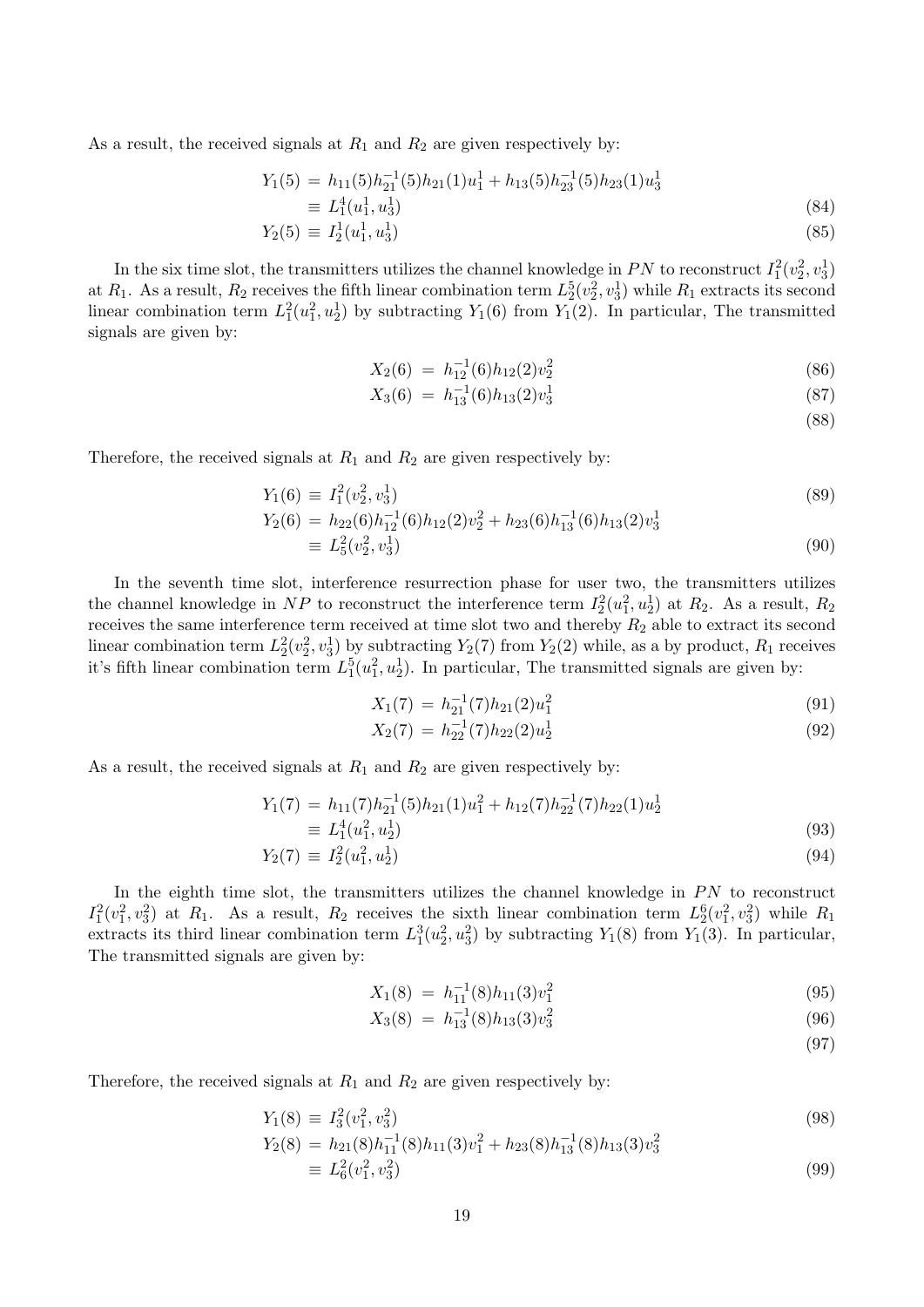As a result, the received signals at $R_1$ and $R_2$ are given respectively by:

$$
\begin{aligned}
Y_1(5) &= h_{11}(5)h_{21}^{-1}(5)h_{21}(1)u_1^1 + h_{13}(5)h_{23}^{-1}(5)h_{23}(1)u_3^1 \\
&\equiv L_1^4(u_1^1, u_3^1) && (84) \\
Y_2(5) &\equiv I_2^1(u_1^1, u_3^1) && (85)
\end{aligned}
$$

In the six time slot, the transmitters utilizes the channel knowledge in $PN$ to reconstruct $I_1^2(v_2^2, v_3^1)$ at $R_1$. As a result, $R_2$ receives the fifth linear combination term $L_2^5(v_2^2, v_3^1)$ while $R_1$ extracts its second linear combination term $L_1^2(u_1^2, u_2^1)$ by subtracting $Y_1(6)$ from $Y_1(2)$. In particular, The transmitted signals are given by:

$$
\begin{aligned}
X_2(6) &= h_{12}^{-1}(6)h_{12}(2)v_2^2 && (86) \\
X_3(6) &= h_{13}^{-1}(6)h_{13}(2)v_3^1 && (87) \\
& && (88)
\end{aligned}
$$

Therefore, the received signals at $R_1$ and $R_2$ are given respectively by:

$$
\begin{aligned}
Y_1(6) &\equiv I_1^2(v_2^2, v_3^1) && (89) \\
Y_2(6) &= h_{22}(6)h_{12}^{-1}(6)h_{12}(2)v_2^2 + h_{23}(6)h_{13}^{-1}(6)h_{13}(2)v_3^1 \\
&\equiv L_5^2(v_2^2, v_3^1) && (90)
\end{aligned}
$$

In the seventh time slot, interference resurrection phase for user two, the transmitters utilizes the channel knowledge in $NP$ to reconstruct the interference term $I_2^2(u_1^2, u_2^1)$ at $R_2$. As a result, $R_2$ receives the same interference term received at time slot two and thereby $R_2$ able to extract its second linear combination term $L_2^2(v_2^2, v_3^1)$ by subtracting $Y_2(7)$ from $Y_2(2)$ while, as a by product, $R_1$ receives it's fifth linear combination term $L_1^5(u_1^2, u_2^1)$. In particular, The transmitted signals are given by:

$$
\begin{aligned}
X_1(7) &= h_{21}^{-1}(7)h_{21}(2)u_1^2 && (91) \\
X_2(7) &= h_{22}^{-1}(7)h_{22}(2)u_2^1 && (92)
\end{aligned}
$$

As a result, the received signals at $R_1$ and $R_2$ are given respectively by:

$$
\begin{aligned}
Y_1(7) &= h_{11}(7)h_{21}^{-1}(5)h_{21}(1)u_1^2 + h_{12}(7)h_{22}^{-1}(7)h_{22}(1)u_2^1 \\
&\equiv L_1^4(u_1^2, u_2^1) && (93) \\
Y_2(7) &\equiv I_2^2(u_1^2, u_2^1) && (94)
\end{aligned}
$$

In the eighth time slot, the transmitters utilizes the channel knowledge in $PN$ to reconstruct $I_1^2(v_1^2, v_3^2)$ at $R_1$. As a result, $R_2$ receives the sixth linear combination term $L_2^6(v_1^2, v_3^2)$ while $R_1$ extracts its third linear combination term $L_1^3(u_2^2, u_3^2)$ by subtracting $Y_1(8)$ from $Y_1(3)$. In particular, The transmitted signals are given by:

$$
\begin{aligned}
X_1(8) &= h_{11}^{-1}(8)h_{11}(3)v_1^2 && (95) \\
X_3(8) &= h_{13}^{-1}(8)h_{13}(3)v_3^2 && (96) \\
& && (97)
\end{aligned}
$$

Therefore, the received signals at $R_1$ and $R_2$ are given respectively by:

$$
\begin{aligned}
Y_1(8) &\equiv I_3^2(v_1^2, v_3^2) && (98) \\
Y_2(8) &= h_{21}(8)h_{11}^{-1}(8)h_{11}(3)v_1^2 + h_{23}(8)h_{13}^{-1}(8)h_{13}(3)v_3^2 \\
&\equiv L_6^2(v_1^2, v_3^2) && (99)
\end{aligned}
$$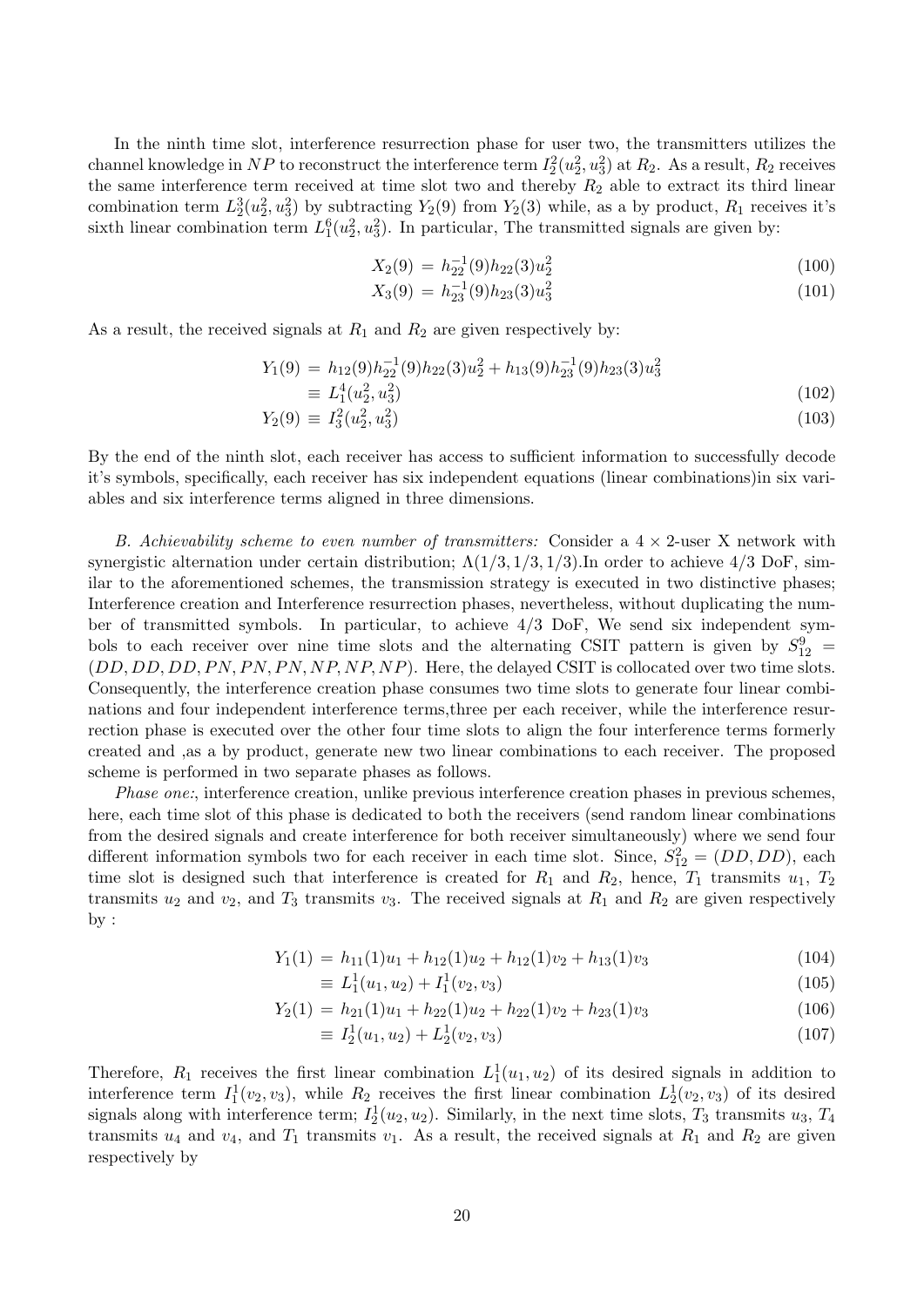In the ninth time slot, interference resurrection phase for user two, the transmitters utilizes the channel knowledge in $NP$ to reconstruct the interference term $I_2^2(u_2^2, u_3^2)$ at $R_2$. As a result, $R_2$ receives the same interference term received at time slot two and thereby $R_2$ able to extract its third linear combination term $L_2^3(u_2^2, u_3^2)$ by subtracting $Y_2(9)$ from $Y_2(3)$ while, as a by product, $R_1$ receives it's sixth linear combination term $L_1^6(u_2^2, u_3^2)$. In particular, The transmitted signals are given by:

$$X_2(9) = h_{22}^{-1}(9)h_{22}(3)u_2^2 \tag{100}$$

$$X_3(9) = h_{23}^{-1}(9)h_{23}(3)u_3^2 \tag{101}$$

As a result, the received signals at $R_1$ and $R_2$ are given respectively by:

$$\begin{aligned} Y_1(9) &= h_{12}(9)h_{22}^{-1}(9)h_{22}(3)u_2^2 + h_{13}(9)h_{23}^{-1}(9)h_{23}(3)u_3^2 \\ &\equiv L_1^4(u_2^2, u_3^2) \end{aligned} \tag{102}$$

$$Y_2(9) \equiv I_3^2(u_2^2, u_3^2) \tag{103}$$

By the end of the ninth slot, each receiver has access to sufficient information to successfully decode it's symbols, specifically, each receiver has six independent equations (linear combinations)in six variables and six interference terms aligned in three dimensions.

*B. Achievability scheme to even number of transmitters:* Consider a $4 \times 2$-user X network with synergistic alternation under certain distribution; $\Lambda(1/3, 1/3, 1/3)$.In order to achieve 4/3 DoF, similar to the aforementioned schemes, the transmission strategy is executed in two distinctive phases; Interference creation and Interference resurrection phases, nevertheless, without duplicating the number of transmitted symbols. In particular, to achieve 4/3 DoF, We send six independent symbols to each receiver over nine time slots and the alternating CSIT pattern is given by $S_{12}^9 = (DD, DD, DD, PN, PN, PN, NP, NP, NP)$. Here, the delayed CSIT is collocated over two time slots. Consequently, the interference creation phase consumes two time slots to generate four linear combinations and four independent interference terms,three per each receiver, while the interference resurrection phase is executed over the other four time slots to align the four interference terms formerly created and ,as a by product, generate new two linear combinations to each receiver. The proposed scheme is performed in two separate phases as follows.

*Phase one:*, interference creation, unlike previous interference creation phases in previous schemes, here, each time slot of this phase is dedicated to both the receivers (send random linear combinations from the desired signals and create interference for both receiver simultaneously) where we send four different information symbols two for each receiver in each time slot. Since, $S_{12}^2 = (DD, DD)$, each time slot is designed such that interference is created for $R_1$ and $R_2$, hence, $T_1$ transmits $u_1$, $T_2$ transmits $u_2$ and $v_2$, and $T_3$ transmits $v_3$. The received signals at $R_1$ and $R_2$ are given respectively by :

$$Y_1(1) = h_{11}(1)u_1 + h_{12}(1)u_2 + h_{12}(1)v_2 + h_{13}(1)v_3 \tag{104}$$

$$\equiv L_1^1(u_1, u_2) + I_1^1(v_2, v_3) \tag{105}$$

$$Y_2(1) = h_{21}(1)u_1 + h_{22}(1)u_2 + h_{22}(1)v_2 + h_{23}(1)v_3 \tag{106}$$

$$\equiv I_2^1(u_1, u_2) + L_2^1(v_2, v_3) \tag{107}$$

Therefore, $R_1$ receives the first linear combination $L_1^1(u_1, u_2)$ of its desired signals in addition to interference term $I_1^1(v_2, v_3)$, while $R_2$ receives the first linear combination $L_2^1(v_2, v_3)$ of its desired signals along with interference term; $I_2^1(u_2, u_2)$. Similarly, in the next time slots, $T_3$ transmits $u_3$, $T_4$ transmits $u_4$ and $v_4$, and $T_1$ transmits $v_1$. As a result, the received signals at $R_1$ and $R_2$ are given respectively by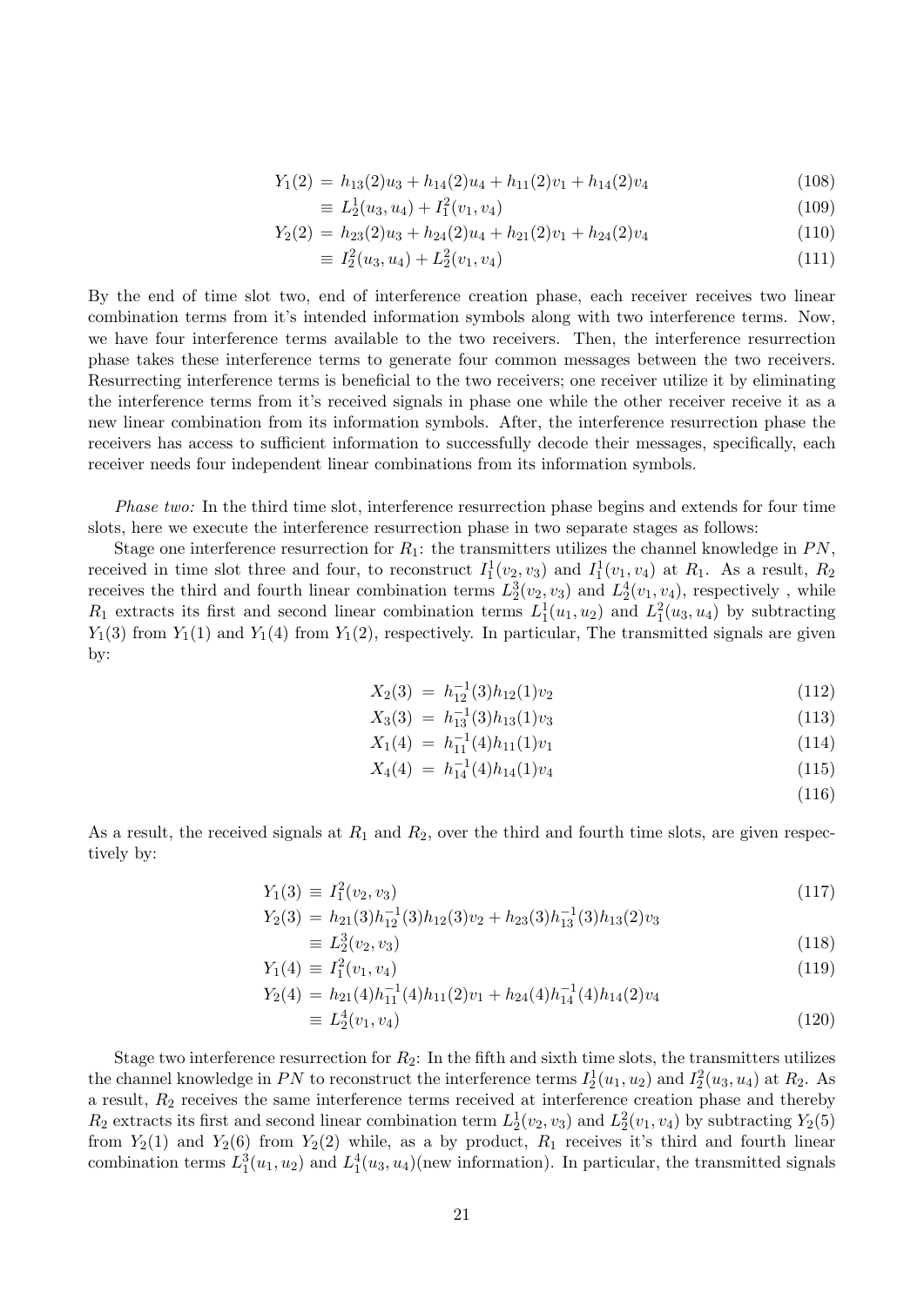$$
\begin{aligned}
Y_1(2) &= h_{13}(2)u_3 + h_{14}(2)u_4 + h_{11}(2)v_1 + h_{14}(2)v_4 && (108)\\
&\equiv L_2^1(u_3, u_4) + I_1^2(v_1, v_4) && (109)\\
Y_2(2) &= h_{23}(2)u_3 + h_{24}(2)u_4 + h_{21}(2)v_1 + h_{24}(2)v_4 && (110)\\
&\equiv I_2^2(u_3, u_4) + L_2^2(v_1, v_4) && (111)
\end{aligned}
$$

By the end of time slot two, end of interference creation phase, each receiver receives two linear combination terms from it's intended information symbols along with two interference terms. Now, we have four interference terms available to the two receivers. Then, the interference resurrection phase takes these interference terms to generate four common messages between the two receivers. Resurrecting interference terms is beneficial to the two receivers; one receiver utilize it by eliminating the interference terms from it's received signals in phase one while the other receiver receive it as a new linear combination from its information symbols. After, the interference resurrection phase the receivers has access to sufficient information to successfully decode their messages, specifically, each receiver needs four independent linear combinations from its information symbols.

*Phase two:* In the third time slot, interference resurrection phase begins and extends for four time slots, here we execute the interference resurrection phase in two separate stages as follows:

Stage one interference resurrection for $R_1$: the transmitters utilizes the channel knowledge in $PN$, received in time slot three and four, to reconstruct $I_1^1(v_2, v_3)$ and $I_1^1(v_1, v_4)$ at $R_1$. As a result, $R_2$ receives the third and fourth linear combination terms $L_2^3(v_2, v_3)$ and $L_2^4(v_1, v_4)$, respectively , while $R_1$ extracts its first and second linear combination terms $L_1^1(u_1, u_2)$ and $L_1^2(u_3, u_4)$ by subtracting $Y_1(3)$ from $Y_1(1)$ and $Y_1(4)$ from $Y_1(2)$, respectively. In particular, The transmitted signals are given by:

$$
\begin{aligned}
X_2(3) &= h_{12}^{-1}(3)h_{12}(1)v_2 && (112)\\
X_3(3) &= h_{13}^{-1}(3)h_{13}(1)v_3 && (113)\\
X_1(4) &= h_{11}^{-1}(4)h_{11}(1)v_1 && (114)\\
X_4(4) &= h_{14}^{-1}(4)h_{14}(1)v_4 && (115)\\
& && (116)
\end{aligned}
$$

As a result, the received signals at $R_1$ and $R_2$, over the third and fourth time slots, are given respectively by:

$$
\begin{aligned}
Y_1(3) &\equiv I_1^2(v_2, v_3) && (117)\\
Y_2(3) &= h_{21}(3)h_{12}^{-1}(3)h_{12}(3)v_2 + h_{23}(3)h_{13}^{-1}(3)h_{13}(2)v_3 \\
&\equiv L_2^3(v_2, v_3) && (118)\\
Y_1(4) &\equiv I_1^2(v_1, v_4) && (119)\\
Y_2(4) &= h_{21}(4)h_{11}^{-1}(4)h_{11}(2)v_1 + h_{24}(4)h_{14}^{-1}(4)h_{14}(2)v_4 \\
&\equiv L_2^4(v_1, v_4) && (120)
\end{aligned}
$$

Stage two interference resurrection for $R_2$: In the fifth and sixth time slots, the transmitters utilizes the channel knowledge in $PN$ to reconstruct the interference terms $I_2^1(u_1, u_2)$ and $I_2^2(u_3, u_4)$ at $R_2$. As a result, $R_2$ receives the same interference terms received at interference creation phase and thereby $R_2$ extracts its first and second linear combination term $L_2^1(v_2, v_3)$ and $L_2^2(v_1, v_4)$ by subtracting $Y_2(5)$ from $Y_2(1)$ and $Y_2(6)$ from $Y_2(2)$ while, as a by product, $R_1$ receives it's third and fourth linear combination terms $L_1^3(u_1, u_2)$ and $L_1^4(u_3, u_4)$(new information). In particular, the transmitted signals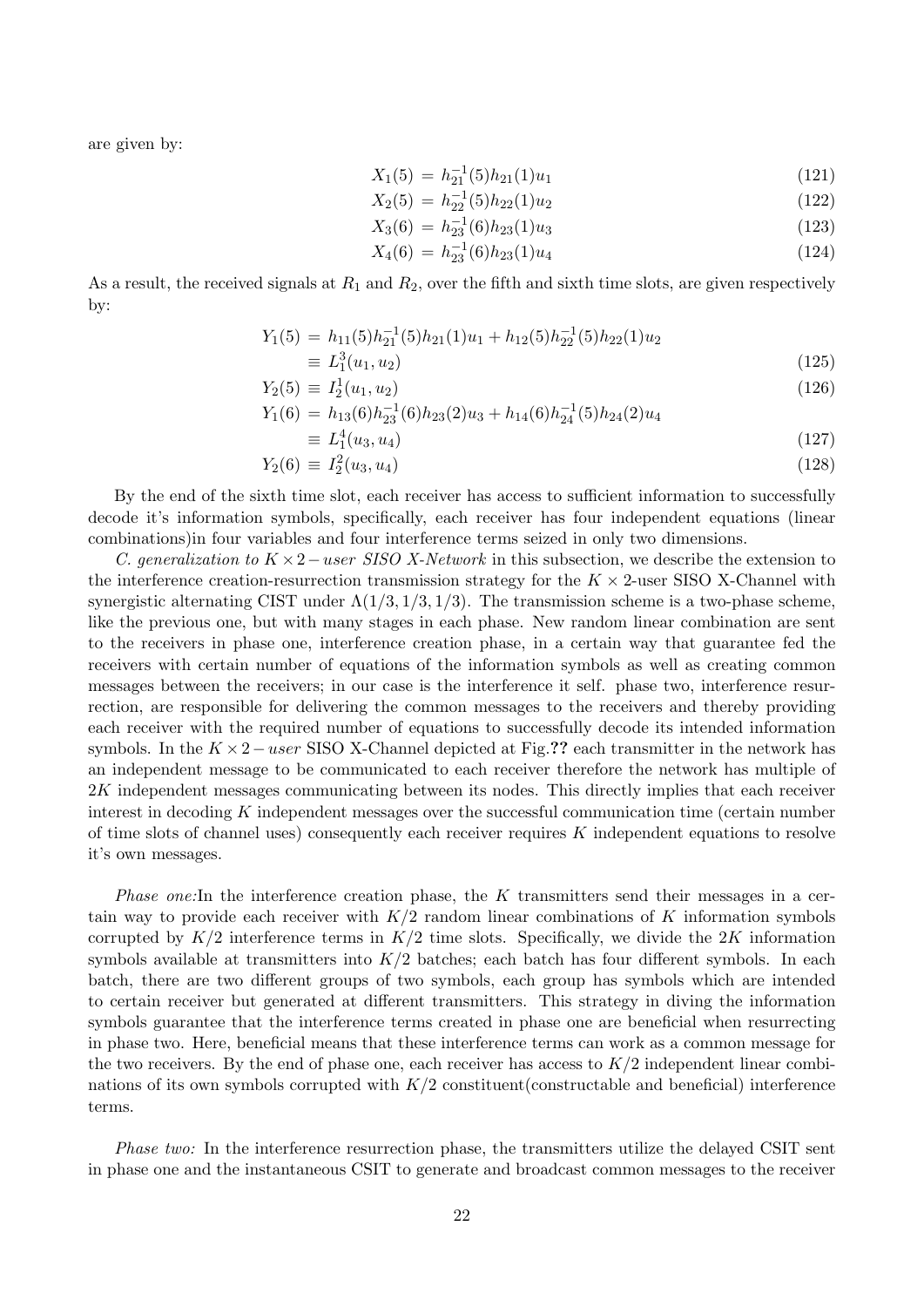are given by:

$$X_1(5) = h_{21}^{-1}(5)h_{21}(1)u_1 \tag{121}$$
$$X_2(5) = h_{22}^{-1}(5)h_{22}(1)u_2 \tag{122}$$
$$X_3(6) = h_{23}^{-1}(6)h_{23}(1)u_3 \tag{123}$$
$$X_4(6) = h_{23}^{-1}(6)h_{23}(1)u_4 \tag{124}$$

As a result, the received signals at $R_1$ and $R_2$, over the fifth and sixth time slots, are given respectively by:

$$Y_1(5) = h_{11}(5)h_{21}^{-1}(5)h_{21}(1)u_1 + h_{12}(5)h_{22}^{-1}(5)h_{22}(1)u_2$$
$$\equiv L_1^3(u_1, u_2) \tag{125}$$
$$Y_2(5) \equiv I_2^1(u_1, u_2) \tag{126}$$
$$Y_1(6) = h_{13}(6)h_{23}^{-1}(6)h_{23}(2)u_3 + h_{14}(6)h_{24}^{-1}(5)h_{24}(2)u_4$$
$$\equiv L_1^4(u_3, u_4) \tag{127}$$
$$Y_2(6) \equiv I_2^2(u_3, u_4) \tag{128}$$

By the end of the sixth time slot, each receiver has access to sufficient information to successfully decode it's information symbols, specifically, each receiver has four independent equations (linear combinations)in four variables and four interference terms seized in only two dimensions.

*C. generalization to $K \times 2 - user$ SISO X-Network* in this subsection, we describe the extension to the interference creation-resurrection transmission strategy for the $K \times 2$-user SISO X-Channel with synergistic alternating CIST under $\Lambda(1/3, 1/3, 1/3)$. The transmission scheme is a two-phase scheme, like the previous one, but with many stages in each phase. New random linear combination are sent to the receivers in phase one, interference creation phase, in a certain way that guarantee fed the receivers with certain number of equations of the information symbols as well as creating common messages between the receivers; in our case is the interference it self. phase two, interference resurrection, are responsible for delivering the common messages to the receivers and thereby providing each receiver with the required number of equations to successfully decode its intended information symbols. In the $K \times 2 - user$ SISO X-Channel depicted at Fig.?? each transmitter in the network has an independent message to be communicated to each receiver therefore the network has multiple of $2K$ independent messages communicating between its nodes. This directly implies that each receiver interest in decoding $K$ independent messages over the successful communication time (certain number of time slots of channel uses) consequently each receiver requires $K$ independent equations to resolve it's own messages.

*Phase one:*In the interference creation phase, the $K$ transmitters send their messages in a certain way to provide each receiver with $K/2$ random linear combinations of $K$ information symbols corrupted by $K/2$ interference terms in $K/2$ time slots. Specifically, we divide the $2K$ information symbols available at transmitters into $K/2$ batches; each batch has four different symbols. In each batch, there are two different groups of two symbols, each group has symbols which are intended to certain receiver but generated at different transmitters. This strategy in diving the information symbols guarantee that the interference terms created in phase one are beneficial when resurrecting in phase two. Here, beneficial means that these interference terms can work as a common message for the two receivers. By the end of phase one, each receiver has access to $K/2$ independent linear combinations of its own symbols corrupted with $K/2$ constituent(constructable and beneficial) interference terms.

*Phase two:* In the interference resurrection phase, the transmitters utilize the delayed CSIT sent in phase one and the instantaneous CSIT to generate and broadcast common messages to the receiver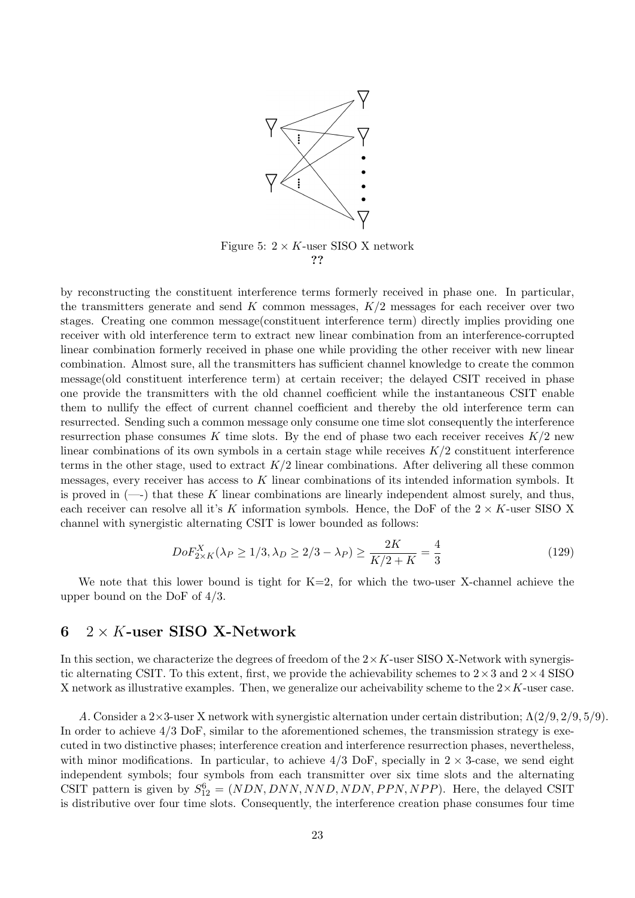Figure 5: $2 \times K$-user SISO X network
**??**

by reconstructing the constituent interference terms formerly received in phase one. In particular, the transmitters generate and send $K$ common messages, $K/2$ messages for each receiver over two stages. Creating one common message(constituent interference term) directly implies providing one receiver with old interference term to extract new linear combination from an interference-corrupted linear combination formerly received in phase one while providing the other receiver with new linear combination. Almost sure, all the transmitters has sufficient channel knowledge to create the common message(old constituent interference term) at certain receiver; the delayed CSIT received in phase one provide the transmitters with the old channel coefficient while the instantaneous CSIT enable them to nullify the effect of current channel coefficient and thereby the old interference term can resurrected. Sending such a common message only consume one time slot consequently the interference resurrection phase consumes $K$ time slots. By the end of phase two each receiver receives $K/2$ new linear combinations of its own symbols in a certain stage while receives $K/2$ constituent interference terms in the other stage, used to extract $K/2$ linear combinations. After delivering all these common messages, every receiver has access to $K$ linear combinations of its intended information symbols. It is proved in (—-) that these $K$ linear combinations are linearly independent almost surely, and thus, each receiver can resolve all it's $K$ information symbols. Hence, the DoF of the $2 \times K$-user SISO X channel with synergistic alternating CSIT is lower bounded as follows:

$$DoF^X_{2\times K}(\lambda_P \geq 1/3, \lambda_D \geq 2/3 - \lambda_P) \geq \frac{2K}{K/2 + K} = \frac{4}{3} \tag{129}$$

We note that this lower bound is tight for K=2, for which the two-user X-channel achieve the upper bound on the DoF of 4/3.

## 6 $2 \times K$-user SISO X-Network

In this section, we characterize the degrees of freedom of the $2\times K$-user SISO X-Network with synergistic alternating CSIT. To this extent, first, we provide the achievability schemes to $2\times 3$ and $2\times 4$ SISO X network as illustrative examples. Then, we generalize our acheivability scheme to the $2\times K$-user case.

*A*. Consider a $2\times 3$-user X network with synergistic alternation under certain distribution; $\Lambda(2/9, 2/9, 5/9)$. In order to achieve 4/3 DoF, similar to the aforementioned schemes, the transmission strategy is executed in two distinctive phases; interference creation and interference resurrection phases, nevertheless, with minor modifications. In particular, to achieve 4/3 DoF, specially in $2 \times 3$-case, we send eight independent symbols; four symbols from each transmitter over six time slots and the alternating CSIT pattern is given by $S^6_{12} = (NDN, DNN, NND, NDN, PPN, NPP)$. Here, the delayed CSIT is distributive over four time slots. Consequently, the interference creation phase consumes four time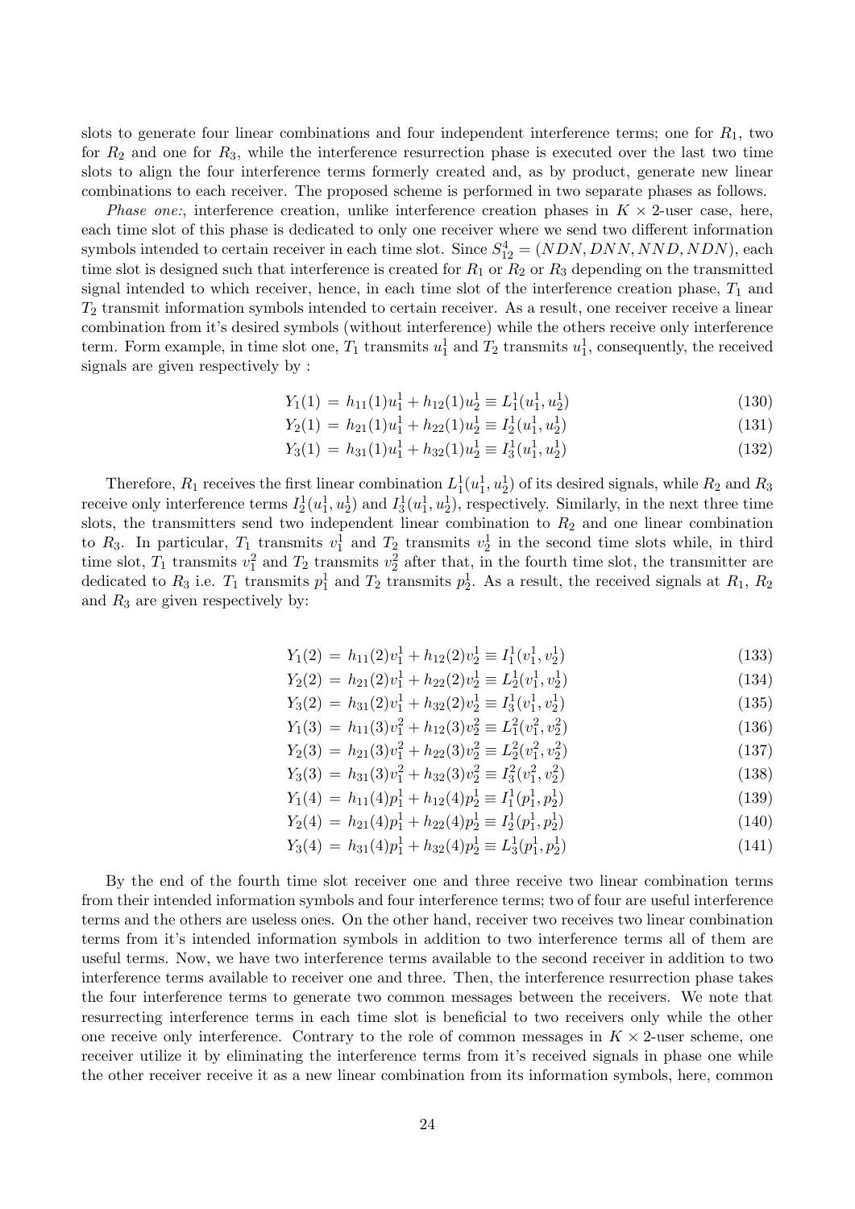slots to generate four linear combinations and four independent interference terms; one for $R_1$, two for $R_2$ and one for $R_3$, while the interference resurrection phase is executed over the last two time slots to align the four interference terms formerly created and, as by product, generate new linear combinations to each receiver. The proposed scheme is performed in two separate phases as follows.

*Phase one:*, interference creation, unlike interference creation phases in $K \times 2$-user case, here, each time slot of this phase is dedicated to only one receiver where we send two different information symbols intended to certain receiver in each time slot. Since $S_{12}^4 = (NDN, DNN, NND, NDN)$, each time slot is designed such that interference is created for $R_1$ or $R_2$ or $R_3$ depending on the transmitted signal intended to which receiver, hence, in each time slot of the interference creation phase, $T_1$ and $T_2$ transmit information symbols intended to certain receiver. As a result, one receiver receive a linear combination from it's desired symbols (without interference) while the others receive only interference term. Form example, in time slot one, $T_1$ transmits $u_1^1$ and $T_2$ transmits $u_1^1$, consequently, the received signals are given respectively by :

$$Y_1(1) = h_{11}(1)u_1^1 + h_{12}(1)u_2^1 \equiv L_1^1(u_1^1, u_2^1) \tag{130}$$

$$Y_2(1) = h_{21}(1)u_1^1 + h_{22}(1)u_2^1 \equiv I_2^1(u_1^1, u_2^1) \tag{131}$$

$$Y_3(1) = h_{31}(1)u_1^1 + h_{32}(1)u_2^1 \equiv I_3^1(u_1^1, u_2^1) \tag{132}$$

Therefore, $R_1$ receives the first linear combination $L_1^1(u_1^1, u_2^1)$ of its desired signals, while $R_2$ and $R_3$ receive only interference terms $I_2^1(u_1^1, u_2^1)$ and $I_3^1(u_1^1, u_2^1)$, respectively. Similarly, in the next three time slots, the transmitters send two independent linear combination to $R_2$ and one linear combination to $R_3$. In particular, $T_1$ transmits $v_1^1$ and $T_2$ transmits $v_2^1$ in the second time slots while, in third time slot, $T_1$ transmits $v_1^2$ and $T_2$ transmits $v_2^2$ after that, in the fourth time slot, the transmitter are dedicated to $R_3$ i.e. $T_1$ transmits $p_1^1$ and $T_2$ transmits $p_2^1$. As a result, the received signals at $R_1$, $R_2$ and $R_3$ are given respectively by:

$$Y_1(2) = h_{11}(2)v_1^1 + h_{12}(2)v_2^1 \equiv I_1^1(v_1^1, v_2^1) \tag{133}$$

$$Y_2(2) = h_{21}(2)v_1^1 + h_{22}(2)v_2^1 \equiv L_2^1(v_1^1, v_2^1) \tag{134}$$

$$Y_3(2) = h_{31}(2)v_1^1 + h_{32}(2)v_2^1 \equiv I_3^1(v_1^1, v_2^1) \tag{135}$$

$$Y_1(3) = h_{11}(3)v_1^2 + h_{12}(3)v_2^2 \equiv L_1^2(v_1^2, v_2^2) \tag{136}$$

$$Y_2(3) = h_{21}(3)v_1^2 + h_{22}(3)v_2^2 \equiv L_2^2(v_1^2, v_2^2) \tag{137}$$

$$Y_3(3) = h_{31}(3)v_1^2 + h_{32}(3)v_2^2 \equiv I_3^2(v_1^2, v_2^2) \tag{138}$$

$$Y_1(4) = h_{11}(4)p_1^1 + h_{12}(4)p_2^1 \equiv I_1^1(p_1^1, p_2^1) \tag{139}$$

$$Y_2(4) = h_{21}(4)p_1^1 + h_{22}(4)p_2^1 \equiv I_2^1(p_1^1, p_2^1) \tag{140}$$

$$Y_3(4) = h_{31}(4)p_1^1 + h_{32}(4)p_2^1 \equiv L_3^1(p_1^1, p_2^1) \tag{141}$$

By the end of the fourth time slot receiver one and three receive two linear combination terms from their intended information symbols and four interference terms; two of four are useful interference terms and the others are useless ones. On the other hand, receiver two receives two linear combination terms from it's intended information symbols in addition to two interference terms all of them are useful terms. Now, we have two interference terms available to the second receiver in addition to two interference terms available to receiver one and three. Then, the interference resurrection phase takes the four interference terms to generate two common messages between the receivers. We note that resurrecting interference terms in each time slot is beneficial to two receivers only while the other one receive only interference. Contrary to the role of common messages in $K \times 2$-user scheme, one receiver utilize it by eliminating the interference terms from it's received signals in phase one while the other receiver receive it as a new linear combination from its information symbols, here, common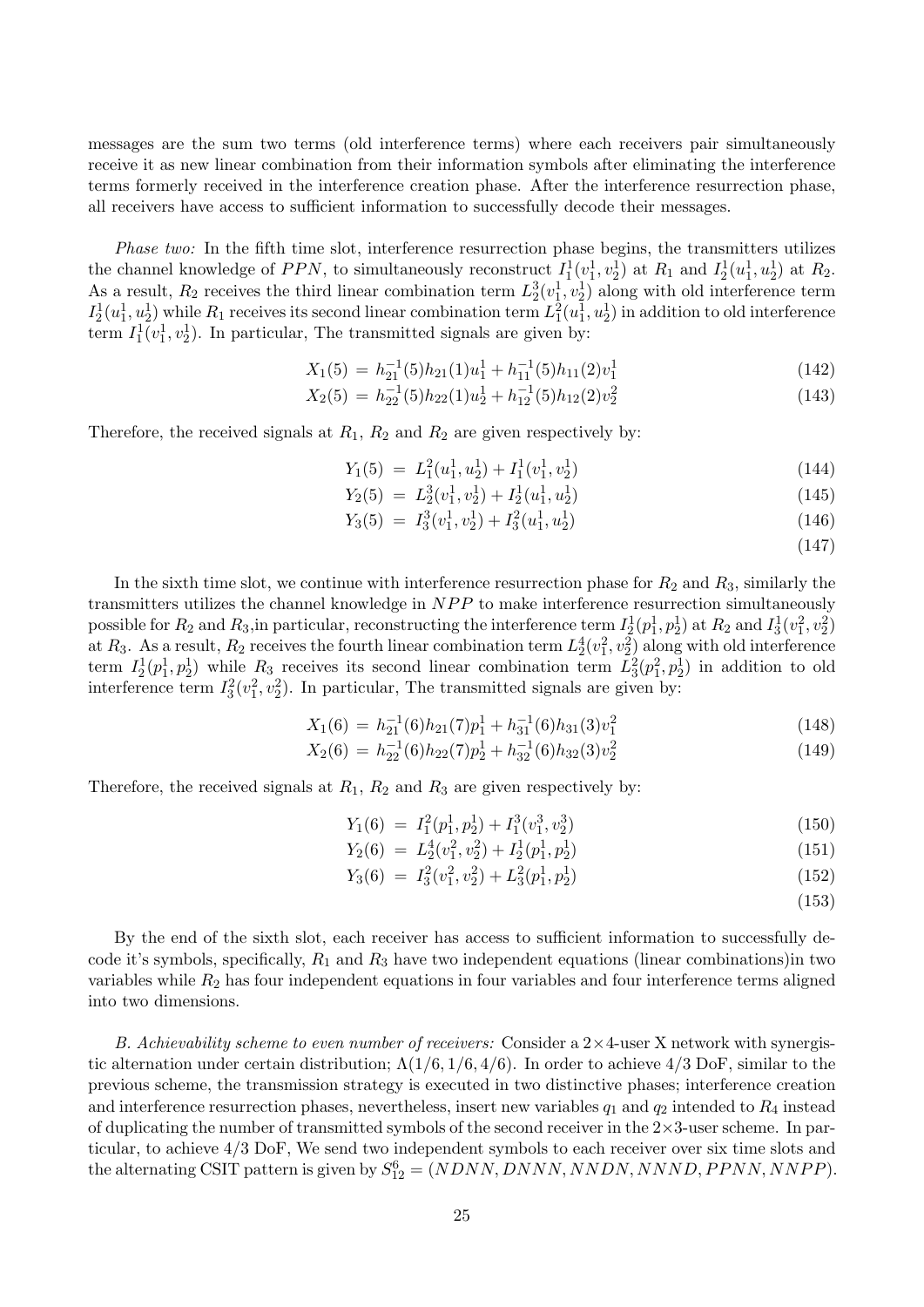messages are the sum two terms (old interference terms) where each receivers pair simultaneously receive it as new linear combination from their information symbols after eliminating the interference terms formerly received in the interference creation phase. After the interference resurrection phase, all receivers have access to sufficient information to successfully decode their messages.

*Phase two:* In the fifth time slot, interference resurrection phase begins, the transmitters utilizes the channel knowledge of $PPN$, to simultaneously reconstruct $I_1^1(v_1^1, v_2^1)$ at $R_1$ and $I_2^1(u_1^1, u_2^1)$ at $R_2$. As a result, $R_2$ receives the third linear combination term $L_2^3(v_1^1, v_2^1)$ along with old interference term $I_2^1(u_1^1, u_2^1)$ while $R_1$ receives its second linear combination term $L_1^2(u_1^1, u_2^1)$ in addition to old interference term $I_1^1(v_1^1, v_2^1)$. In particular, The transmitted signals are given by:

$$X_1(5) = h_{21}^{-1}(5)h_{21}(1)u_1^1 + h_{11}^{-1}(5)h_{11}(2)v_1^1 \tag{142}$$

$$X_2(5) = h_{22}^{-1}(5)h_{22}(1)u_2^1 + h_{12}^{-1}(5)h_{12}(2)v_2^2 \tag{143}$$

Therefore, the received signals at $R_1$, $R_2$ and $R_2$ are given respectively by:

$$Y_1(5) = L_1^2(u_1^1, u_2^1) + I_1^1(v_1^1, v_2^1) \tag{144}$$

$$Y_2(5) = L_2^3(v_1^1, v_2^1) + I_2^1(u_1^1, u_2^1) \tag{145}$$

$$Y_3(5) = I_3^3(v_1^1, v_2^1) + I_3^2(u_1^1, u_2^1) \tag{146}$$

$$\tag{147}$$

In the sixth time slot, we continue with interference resurrection phase for $R_2$ and $R_3$, similarly the transmitters utilizes the channel knowledge in $NPP$ to make interference resurrection simultaneously possible for $R_2$ and $R_3$,in particular, reconstructing the interference term $I_2^1(p_1^1, p_2^1)$ at $R_2$ and $I_3^1(v_1^2, v_2^2)$ at $R_3$. As a result, $R_2$ receives the fourth linear combination term $L_2^4(v_1^2, v_2^2)$ along with old interference term $I_2^1(p_1^1, p_2^1)$ while $R_3$ receives its second linear combination term $L_3^2(p_1^2, p_2^1)$ in addition to old interference term $I_3^2(v_1^2, v_2^2)$. In particular, The transmitted signals are given by:

$$X_1(6) = h_{21}^{-1}(6)h_{21}(7)p_1^1 + h_{31}^{-1}(6)h_{31}(3)v_1^2 \tag{148}$$

$$X_2(6) = h_{22}^{-1}(6)h_{22}(7)p_2^1 + h_{32}^{-1}(6)h_{32}(3)v_2^2 \tag{149}$$

Therefore, the received signals at $R_1$, $R_2$ and $R_3$ are given respectively by:

$$Y_1(6) = I_1^2(p_1^1, p_2^1) + I_1^3(v_1^3, v_2^3) \tag{150}$$

$$Y_2(6) = L_2^4(v_1^2, v_2^2) + I_2^1(p_1^1, p_2^1) \tag{151}$$

$$Y_3(6) = I_3^2(v_1^2, v_2^2) + L_3^2(p_1^1, p_2^1) \tag{152}$$

$$\tag{153}$$

By the end of the sixth slot, each receiver has access to sufficient information to successfully decode it's symbols, specifically, $R_1$ and $R_3$ have two independent equations (linear combinations)in two variables while $R_2$ has four independent equations in four variables and four interference terms aligned into two dimensions.

*B. Achievability scheme to even number of receivers:* Consider a $2\times4$-user X network with synergistic alternation under certain distribution; $\Lambda(1/6, 1/6, 4/6)$. In order to achieve $4/3$ DoF, similar to the previous scheme, the transmission strategy is executed in two distinctive phases; interference creation and interference resurrection phases, nevertheless, insert new variables $q_1$ and $q_2$ intended to $R_4$ instead of duplicating the number of transmitted symbols of the second receiver in the $2\times3$-user scheme. In particular, to achieve $4/3$ DoF, We send two independent symbols to each receiver over six time slots and the alternating CSIT pattern is given by $S_{12}^6 = (NDNN, DNNN, NNDN, NNND, PPNN, NNPP)$.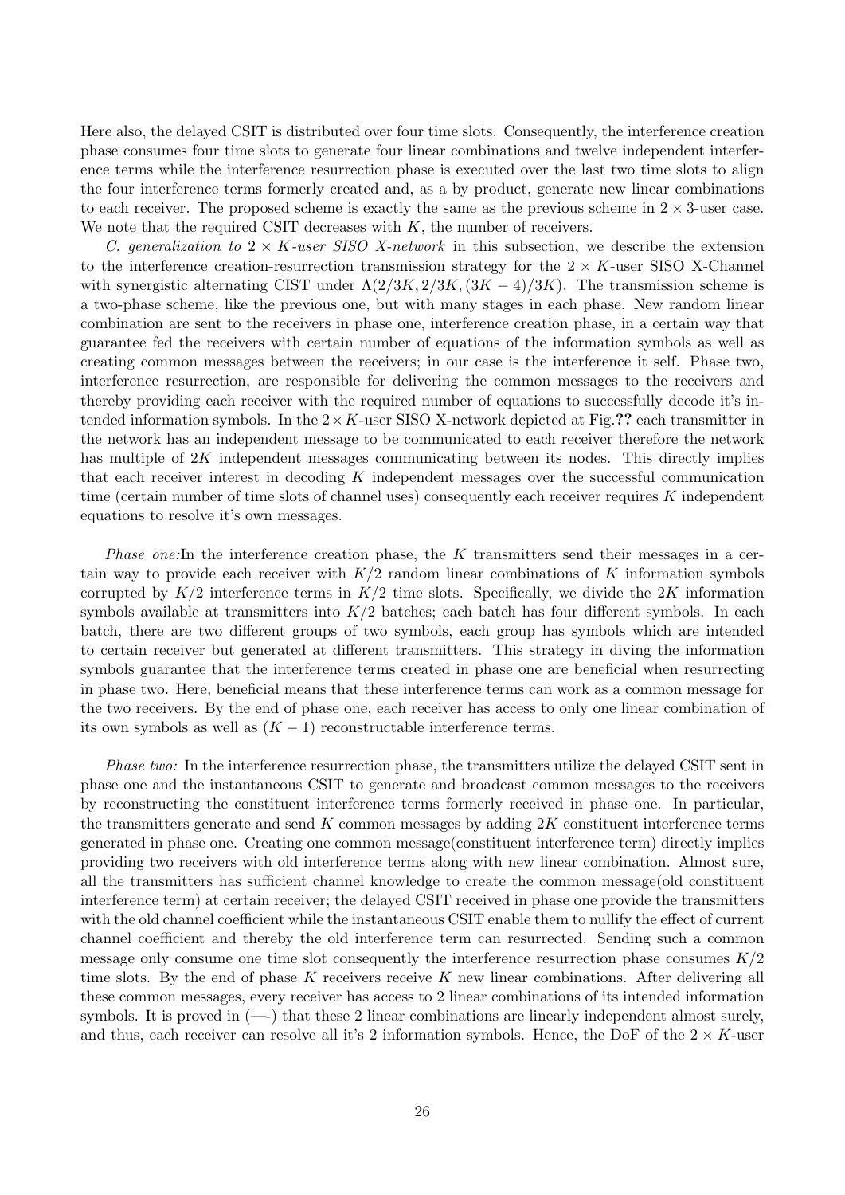Here also, the delayed CSIT is distributed over four time slots. Consequently, the interference creation phase consumes four time slots to generate four linear combinations and twelve independent interference terms while the interference resurrection phase is executed over the last two time slots to align the four interference terms formerly created and, as a by product, generate new linear combinations to each receiver. The proposed scheme is exactly the same as the previous scheme in $2 \times 3$-user case. We note that the required CSIT decreases with $K$, the number of receivers.

*C. generalization to $2 \times K$-user SISO X-network* in this subsection, we describe the extension to the interference creation-resurrection transmission strategy for the $2 \times K$-user SISO X-Channel with synergistic alternating CIST under $\Lambda(2/3K, 2/3K, (3K-4)/3K)$. The transmission scheme is a two-phase scheme, like the previous one, but with many stages in each phase. New random linear combination are sent to the receivers in phase one, interference creation phase, in a certain way that guarantee fed the receivers with certain number of equations of the information symbols as well as creating common messages between the receivers; in our case is the interference it self. Phase two, interference resurrection, are responsible for delivering the common messages to the receivers and thereby providing each receiver with the required number of equations to successfully decode it's intended information symbols. In the $2 \times K$-user SISO X-network depicted at Fig.**??** each transmitter in the network has an independent message to be communicated to each receiver therefore the network has multiple of $2K$ independent messages communicating between its nodes. This directly implies that each receiver interest in decoding $K$ independent messages over the successful communication time (certain number of time slots of channel uses) consequently each receiver requires $K$ independent equations to resolve it's own messages.

*Phase one:*In the interference creation phase, the $K$ transmitters send their messages in a certain way to provide each receiver with $K/2$ random linear combinations of $K$ information symbols corrupted by $K/2$ interference terms in $K/2$ time slots. Specifically, we divide the $2K$ information symbols available at transmitters into $K/2$ batches; each batch has four different symbols. In each batch, there are two different groups of two symbols, each group has symbols which are intended to certain receiver but generated at different transmitters. This strategy in diving the information symbols guarantee that the interference terms created in phase one are beneficial when resurrecting in phase two. Here, beneficial means that these interference terms can work as a common message for the two receivers. By the end of phase one, each receiver has access to only one linear combination of its own symbols as well as $(K-1)$ reconstructable interference terms.

*Phase two:* In the interference resurrection phase, the transmitters utilize the delayed CSIT sent in phase one and the instantaneous CSIT to generate and broadcast common messages to the receivers by reconstructing the constituent interference terms formerly received in phase one. In particular, the transmitters generate and send $K$ common messages by adding $2K$ constituent interference terms generated in phase one. Creating one common message(constituent interference term) directly implies providing two receivers with old interference terms along with new linear combination. Almost sure, all the transmitters has sufficient channel knowledge to create the common message(old constituent interference term) at certain receiver; the delayed CSIT received in phase one provide the transmitters with the old channel coefficient while the instantaneous CSIT enable them to nullify the effect of current channel coefficient and thereby the old interference term can resurrected. Sending such a common message only consume one time slot consequently the interference resurrection phase consumes $K/2$ time slots. By the end of phase $K$ receivers receive $K$ new linear combinations. After delivering all these common messages, every receiver has access to 2 linear combinations of its intended information symbols. It is proved in (—-) that these 2 linear combinations are linearly independent almost surely, and thus, each receiver can resolve all it's 2 information symbols. Hence, the DoF of the $2 \times K$-user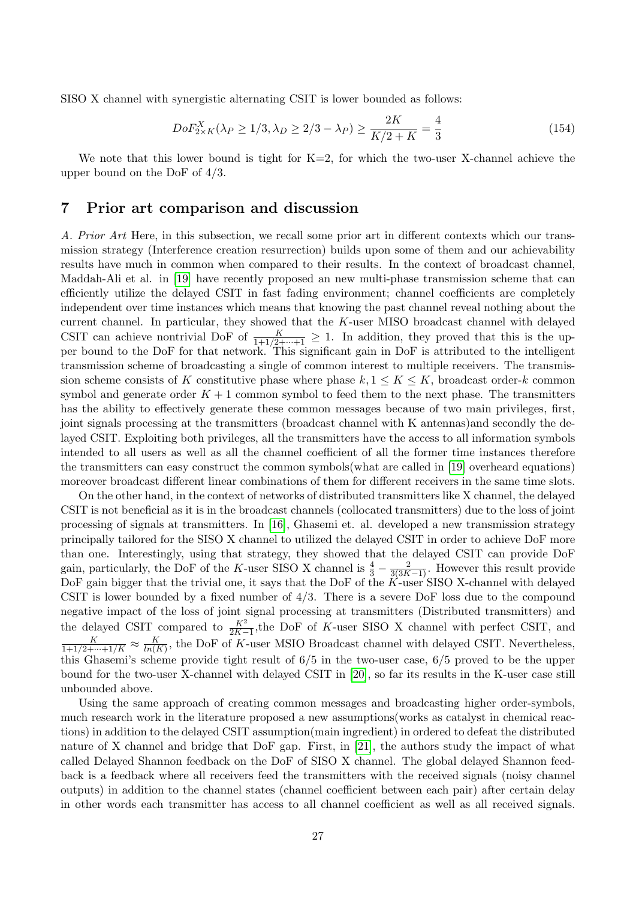SISO X channel with synergistic alternating CSIT is lower bounded as follows:

$$DoF^X_{2\times K}(\lambda_P \geq 1/3, \lambda_D \geq 2/3 - \lambda_P) \geq \frac{2K}{K/2 + K} = \frac{4}{3} \tag{154}$$

We note that this lower bound is tight for K=2, for which the two-user X-channel achieve the upper bound on the DoF of 4/3.

## 7 Prior art comparison and discussion

*A. Prior Art* Here, in this subsection, we recall some prior art in different contexts which our transmission strategy (Interference creation resurrection) builds upon some of them and our achievability results have much in common when compared to their results. In the context of broadcast channel, Maddah-Ali et al. in [19] have recently proposed an new multi-phase transmission scheme that can efficiently utilize the delayed CSIT in fast fading environment; channel coefficients are completely independent over time instances which means that knowing the past channel reveal nothing about the current channel. In particular, they showed that the $K$-user MISO broadcast channel with delayed CSIT can achieve nontrivial DoF of $\frac{K}{1+1/2+\cdots+1} \geq 1$. In addition, they proved that this is the upper bound to the DoF for that network. This significant gain in DoF is attributed to the intelligent transmission scheme of broadcasting a single of common interest to multiple receivers. The transmission scheme consists of $K$ constitutive phase where phase $k, 1 \leq K \leq K$, broadcast order-$k$ common symbol and generate order $K+1$ common symbol to feed them to the next phase. The transmitters has the ability to effectively generate these common messages because of two main privileges, first, joint signals processing at the transmitters (broadcast channel with K antennas)and secondly the delayed CSIT. Exploiting both privileges, all the transmitters have the access to all information symbols intended to all users as well as all the channel coefficient of all the former time instances therefore the transmitters can easy construct the common symbols(what are called in [19] overheard equations) moreover broadcast different linear combinations of them for different receivers in the same time slots.

On the other hand, in the context of networks of distributed transmitters like X channel, the delayed CSIT is not beneficial as it is in the broadcast channels (collocated transmitters) due to the loss of joint processing of signals at transmitters. In [16], Ghasemi et. al. developed a new transmission strategy principally tailored for the SISO X channel to utilized the delayed CSIT in order to achieve DoF more than one. Interestingly, using that strategy, they showed that the delayed CSIT can provide DoF gain, particularly, the DoF of the $K$-user SISO X channel is $\frac{4}{3} - \frac{2}{3(3K-1)}$. However this result provide DoF gain bigger that the trivial one, it says that the DoF of the $K$-user SISO X-channel with delayed CSIT is lower bounded by a fixed number of 4/3. There is a severe DoF loss due to the compound negative impact of the loss of joint signal processing at transmitters (Distributed transmitters) and the delayed CSIT compared to $\frac{K^2}{2K-1}$,the DoF of $K$-user SISO X channel with perfect CSIT, and $\frac{K}{1+1/2+\cdots+1/K} \approx \frac{K}{ln(K)}$, the DoF of $K$-user MSIO Broadcast channel with delayed CSIT. Nevertheless, this Ghasemi's scheme provide tight result of 6/5 in the two-user case, 6/5 proved to be the upper bound for the two-user X-channel with delayed CSIT in [20], so far its results in the K-user case still unbounded above.

Using the same approach of creating common messages and broadcasting higher order-symbols, much research work in the literature proposed a new assumptions(works as catalyst in chemical reactions) in addition to the delayed CSIT assumption(main ingredient) in ordered to defeat the distributed nature of X channel and bridge that DoF gap. First, in [21], the authors study the impact of what called Delayed Shannon feedback on the DoF of SISO X channel. The global delayed Shannon feedback is a feedback where all receivers feed the transmitters with the received signals (noisy channel outputs) in addition to the channel states (channel coefficient between each pair) after certain delay in other words each transmitter has access to all channel coefficient as well as all received signals.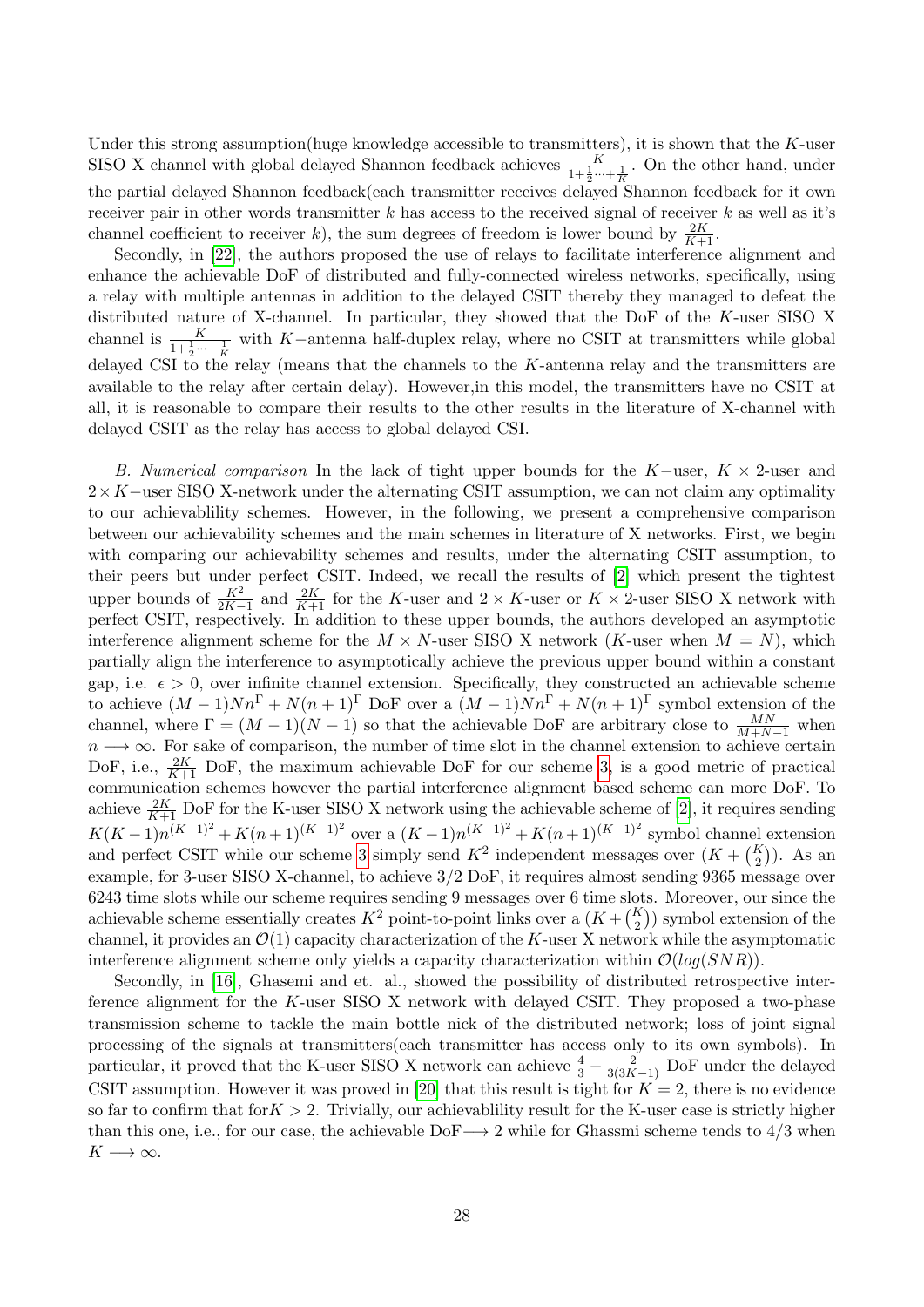Under this strong assumption(huge knowledge accessible to transmitters), it is shown that the $K$-user SISO X channel with global delayed Shannon feedback achieves $\frac{K}{1+\frac{1}{2}\cdots+\frac{1}{K}}$. On the other hand, under the partial delayed Shannon feedback(each transmitter receives delayed Shannon feedback for it own receiver pair in other words transmitter $k$ has access to the received signal of receiver $k$ as well as it's channel coefficient to receiver $k$), the sum degrees of freedom is lower bound by $\frac{2K}{K+1}$.

Secondly, in [22], the authors proposed the use of relays to facilitate interference alignment and enhance the achievable DoF of distributed and fully-connected wireless networks, specifically, using a relay with multiple antennas in addition to the delayed CSIT thereby they managed to defeat the distributed nature of X-channel. In particular, they showed that the DoF of the $K$-user SISO X channel is $\frac{K}{1+\frac{1}{2}\cdots+\frac{1}{K}}$ with $K-$antenna half-duplex relay, where no CSIT at transmitters while global delayed CSI to the relay (means that the channels to the $K$-antenna relay and the transmitters are available to the relay after certain delay). However,in this model, the transmitters have no CSIT at all, it is reasonable to compare their results to the other results in the literature of X-channel with delayed CSIT as the relay has access to global delayed CSI.

*B. Numerical comparison* In the lack of tight upper bounds for the $K-$user, $K\times 2$-user and $2\times K-$user SISO X-network under the alternating CSIT assumption, we can not claim any optimality to our achievablility schemes. However, in the following, we present a comprehensive comparison between our achievability schemes and the main schemes in literature of X networks. First, we begin with comparing our achievability schemes and results, under the alternating CSIT assumption, to their peers but under perfect CSIT. Indeed, we recall the results of [2] which present the tightest upper bounds of $\frac{K^2}{2K-1}$ and $\frac{2K}{K+1}$ for the $K$-user and $2\times K$-user or $K\times 2$-user SISO X network with perfect CSIT, respectively. In addition to these upper bounds, the authors developed an asymptotic interference alignment scheme for the $M\times N$-user SISO X network ($K$-user when $M=N$), which partially align the interference to asymptotically achieve the previous upper bound within a constant gap, i.e. $\epsilon>0$, over infinite channel extension. Specifically, they constructed an achievable scheme to achieve $(M-1)Nn^{\Gamma}+N(n+1)^{\Gamma}$ DoF over a $(M-1)Nn^{\Gamma}+N(n+1)^{\Gamma}$ symbol extension of the channel, where $\Gamma=(M-1)(N-1)$ so that the achievable DoF are arbitrary close to $\frac{MN}{M+N-1}$ when $n\longrightarrow\infty$. For sake of comparison, the number of time slot in the channel extension to achieve certain DoF, i.e., $\frac{2K}{K+1}$ DoF, the maximum achievable DoF for our scheme 3, is a good metric of practical communication schemes however the partial interference alignment based scheme can more DoF. To achieve $\frac{2K}{K+1}$ DoF for the K-user SISO X network using the achievable scheme of [2], it requires sending $K(K-1)n^{(K-1)^2}+K(n+1)^{(K-1)^2}$ over a $(K-1)n^{(K-1)^2}+K(n+1)^{(K-1)^2}$ symbol channel extension and perfect CSIT while our scheme 3 simply send $K^2$ independent messages over $(K+\binom{K}{2})$. As an example, for 3-user SISO X-channel, to achieve $3/2$ DoF, it requires almost sending 9365 message over 6243 time slots while our scheme requires sending 9 messages over 6 time slots. Moreover, our since the achievable scheme essentially creates $K^2$ point-to-point links over a $(K+\binom{K}{2})$ symbol extension of the channel, it provides an $\mathcal{O}(1)$ capacity characterization of the $K$-user X network while the asymptomatic interference alignment scheme only yields a capacity characterization within $\mathcal{O}(log(SNR))$.

Secondly, in [16], Ghasemi and et. al., showed the possibility of distributed retrospective interference alignment for the $K$-user SISO X network with delayed CSIT. They proposed a two-phase transmission scheme to tackle the main bottle nick of the distributed network; loss of joint signal processing of the signals at transmitters(each transmitter has access only to its own symbols). In particular, it proved that the K-user SISO X network can achieve $\frac{4}{3}-\frac{2}{3(3K-1)}$ DoF under the delayed CSIT assumption. However it was proved in [20] that this result is tight for $K=2$, there is no evidence so far to confirm that for$K>2$. Trivially, our achievablility result for the K-user case is strictly higher than this one, i.e., for our case, the achievable DoF$\longrightarrow 2$ while for Ghassmi scheme tends to $4/3$ when $K\longrightarrow\infty$.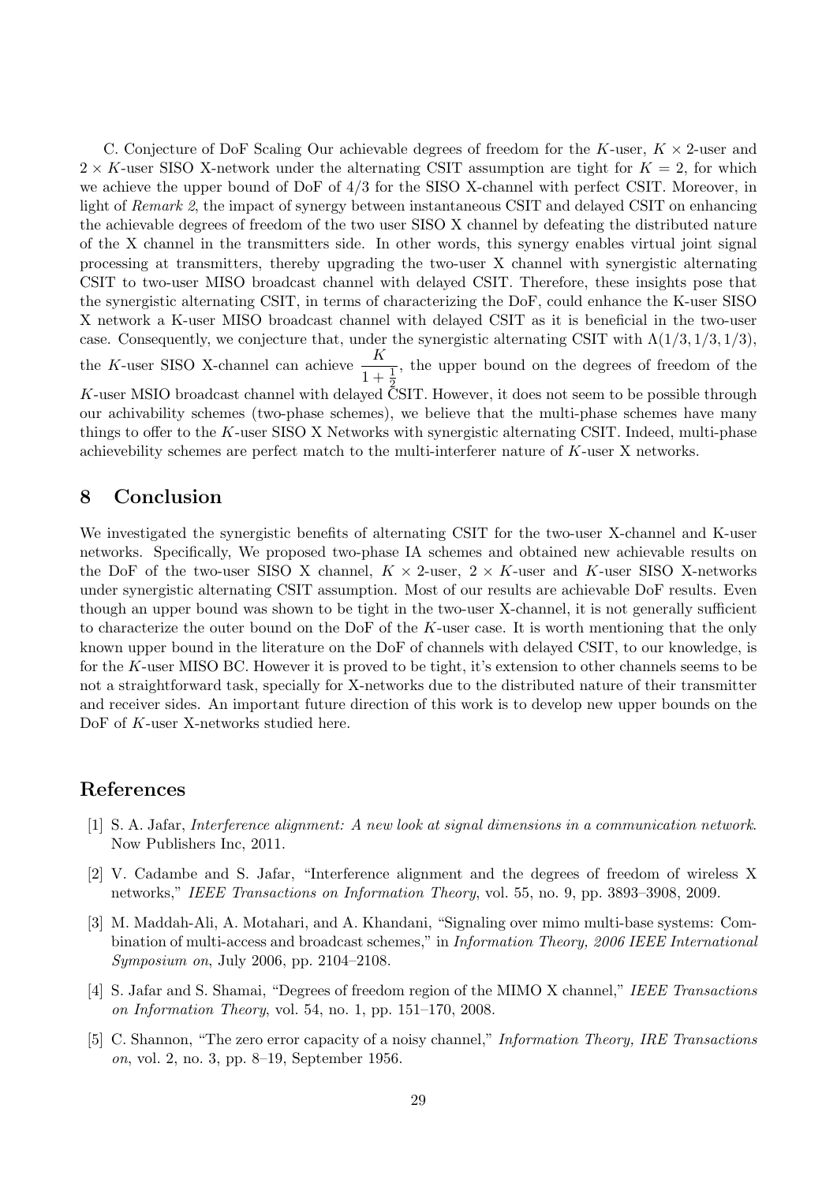C. Conjecture of DoF Scaling Our achievable degrees of freedom for the $K$-user, $K \times 2$-user and $2 \times K$-user SISO X-network under the alternating CSIT assumption are tight for $K = 2$, for which we achieve the upper bound of DoF of 4/3 for the SISO X-channel with perfect CSIT. Moreover, in light of *Remark 2*, the impact of synergy between instantaneous CSIT and delayed CSIT on enhancing the achievable degrees of freedom of the two user SISO X channel by defeating the distributed nature of the X channel in the transmitters side. In other words, this synergy enables virtual joint signal processing at transmitters, thereby upgrading the two-user X channel with synergistic alternating CSIT to two-user MISO broadcast channel with delayed CSIT. Therefore, these insights pose that the synergistic alternating CSIT, in terms of characterizing the DoF, could enhance the K-user SISO X network a K-user MISO broadcast channel with delayed CSIT as it is beneficial in the two-user case. Consequently, we conjecture that, under the synergistic alternating CSIT with $\Lambda(1/3, 1/3, 1/3)$, the $K$-user SISO X-channel can achieve $\frac{K}{1+\frac{1}{2}}$, the upper bound on the degrees of freedom of the $K$-user MSIO broadcast channel with delayed CSIT. However, it does not seem to be possible through our achivability schemes (two-phase schemes), we believe that the multi-phase schemes have many things to offer to the $K$-user SISO X Networks with synergistic alternating CSIT. Indeed, multi-phase achievebility schemes are perfect match to the multi-interferer nature of $K$-user X networks.

# 8 Conclusion

We investigated the synergistic benefits of alternating CSIT for the two-user X-channel and K-user networks. Specifically, We proposed two-phase IA schemes and obtained new achievable results on the DoF of the two-user SISO X channel, $K \times 2$-user, $2 \times K$-user and $K$-user SISO X-networks under synergistic alternating CSIT assumption. Most of our results are achievable DoF results. Even though an upper bound was shown to be tight in the two-user X-channel, it is not generally sufficient to characterize the outer bound on the DoF of the $K$-user case. It is worth mentioning that the only known upper bound in the literature on the DoF of channels with delayed CSIT, to our knowledge, is for the $K$-user MISO BC. However it is proved to be tight, it's extension to other channels seems to be not a straightforward task, specially for X-networks due to the distributed nature of their transmitter and receiver sides. An important future direction of this work is to develop new upper bounds on the DoF of $K$-user X-networks studied here.

# References

[1] S. A. Jafar, *Interference alignment: A new look at signal dimensions in a communication network*. Now Publishers Inc, 2011.

[2] V. Cadambe and S. Jafar, "Interference alignment and the degrees of freedom of wireless X networks," *IEEE Transactions on Information Theory*, vol. 55, no. 9, pp. 3893–3908, 2009.

[3] M. Maddah-Ali, A. Motahari, and A. Khandani, "Signaling over mimo multi-base systems: Combination of multi-access and broadcast schemes," in *Information Theory, 2006 IEEE International Symposium on*, July 2006, pp. 2104–2108.

[4] S. Jafar and S. Shamai, "Degrees of freedom region of the MIMO X channel," *IEEE Transactions on Information Theory*, vol. 54, no. 1, pp. 151–170, 2008.

[5] C. Shannon, "The zero error capacity of a noisy channel," *Information Theory, IRE Transactions on*, vol. 2, no. 3, pp. 8–19, September 1956.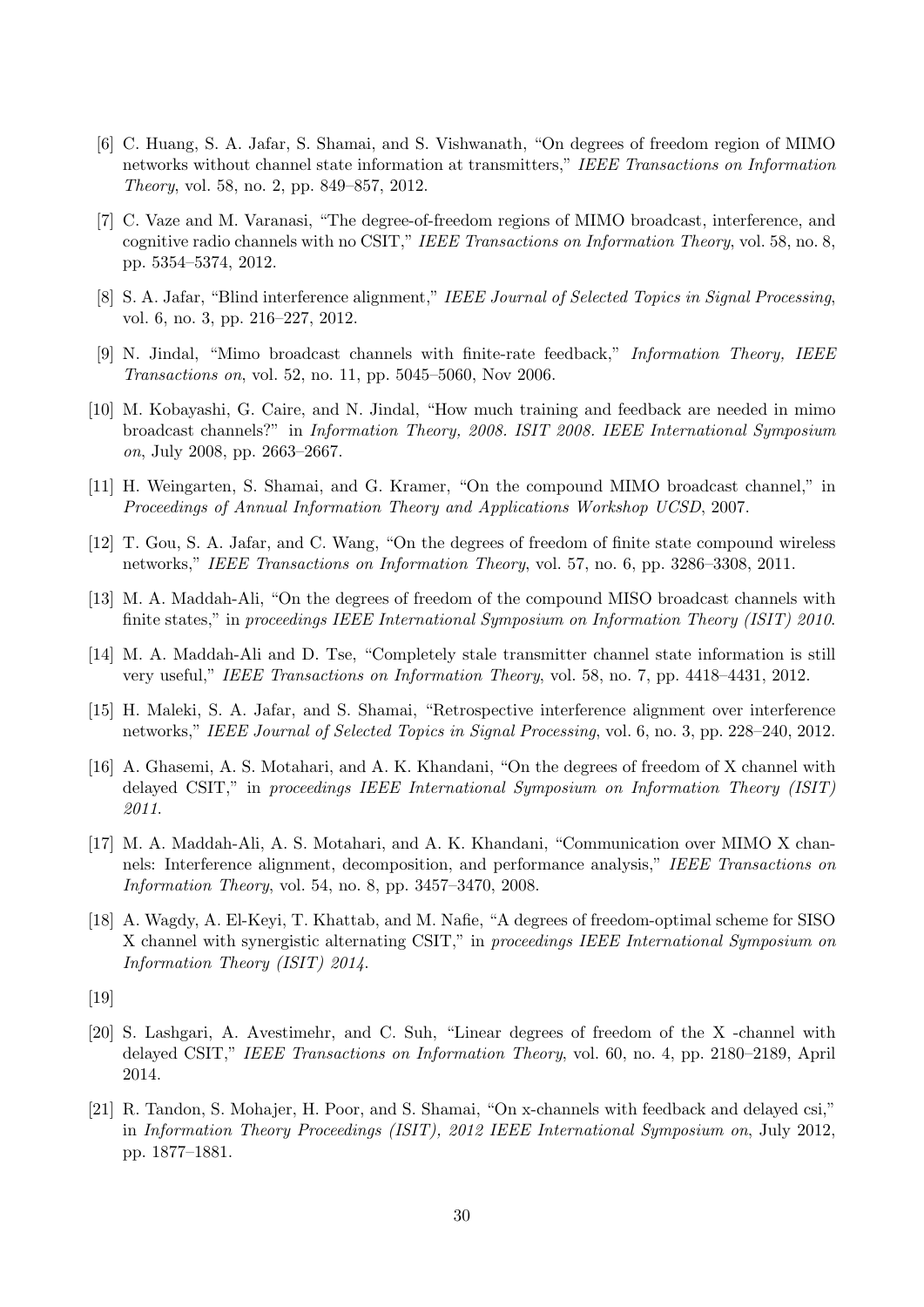[6] C. Huang, S. A. Jafar, S. Shamai, and S. Vishwanath, "On degrees of freedom region of MIMO networks without channel state information at transmitters," *IEEE Transactions on Information Theory*, vol. 58, no. 2, pp. 849–857, 2012.

[7] C. Vaze and M. Varanasi, "The degree-of-freedom regions of MIMO broadcast, interference, and cognitive radio channels with no CSIT," *IEEE Transactions on Information Theory*, vol. 58, no. 8, pp. 5354–5374, 2012.

[8] S. A. Jafar, "Blind interference alignment," *IEEE Journal of Selected Topics in Signal Processing*, vol. 6, no. 3, pp. 216–227, 2012.

[9] N. Jindal, "Mimo broadcast channels with finite-rate feedback," *Information Theory, IEEE Transactions on*, vol. 52, no. 11, pp. 5045–5060, Nov 2006.

[10] M. Kobayashi, G. Caire, and N. Jindal, "How much training and feedback are needed in mimo broadcast channels?" in *Information Theory, 2008. ISIT 2008. IEEE International Symposium on*, July 2008, pp. 2663–2667.

[11] H. Weingarten, S. Shamai, and G. Kramer, "On the compound MIMO broadcast channel," in *Proceedings of Annual Information Theory and Applications Workshop UCSD*, 2007.

[12] T. Gou, S. A. Jafar, and C. Wang, "On the degrees of freedom of finite state compound wireless networks," *IEEE Transactions on Information Theory*, vol. 57, no. 6, pp. 3286–3308, 2011.

[13] M. A. Maddah-Ali, "On the degrees of freedom of the compound MISO broadcast channels with finite states," in *proceedings IEEE International Symposium on Information Theory (ISIT) 2010*.

[14] M. A. Maddah-Ali and D. Tse, "Completely stale transmitter channel state information is still very useful," *IEEE Transactions on Information Theory*, vol. 58, no. 7, pp. 4418–4431, 2012.

[15] H. Maleki, S. A. Jafar, and S. Shamai, "Retrospective interference alignment over interference networks," *IEEE Journal of Selected Topics in Signal Processing*, vol. 6, no. 3, pp. 228–240, 2012.

[16] A. Ghasemi, A. S. Motahari, and A. K. Khandani, "On the degrees of freedom of X channel with delayed CSIT," in *proceedings IEEE International Symposium on Information Theory (ISIT) 2011*.

[17] M. A. Maddah-Ali, A. S. Motahari, and A. K. Khandani, "Communication over MIMO X channels: Interference alignment, decomposition, and performance analysis," *IEEE Transactions on Information Theory*, vol. 54, no. 8, pp. 3457–3470, 2008.

[18] A. Wagdy, A. El-Keyi, T. Khattab, and M. Nafie, "A degrees of freedom-optimal scheme for SISO X channel with synergistic alternating CSIT," in *proceedings IEEE International Symposium on Information Theory (ISIT) 2014*.

[19]

[20] S. Lashgari, A. Avestimehr, and C. Suh, "Linear degrees of freedom of the X -channel with delayed CSIT," *IEEE Transactions on Information Theory*, vol. 60, no. 4, pp. 2180–2189, April 2014.

[21] R. Tandon, S. Mohajer, H. Poor, and S. Shamai, "On x-channels with feedback and delayed csi," in *Information Theory Proceedings (ISIT), 2012 IEEE International Symposium on*, July 2012, pp. 1877–1881.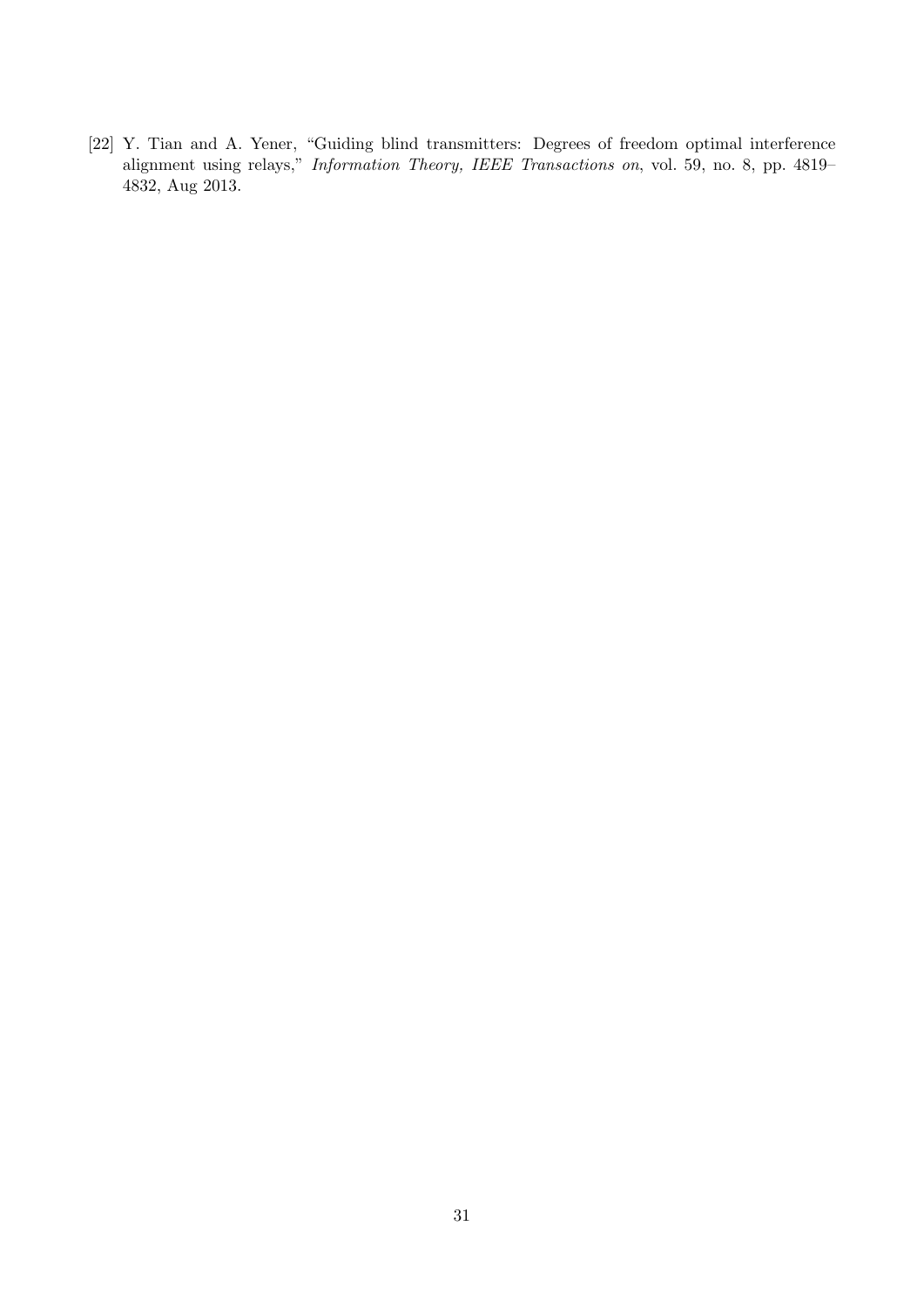[22] Y. Tian and A. Yener, "Guiding blind transmitters: Degrees of freedom optimal interference alignment using relays," *Information Theory, IEEE Transactions on*, vol. 59, no. 8, pp. 4819–4832, Aug 2013.